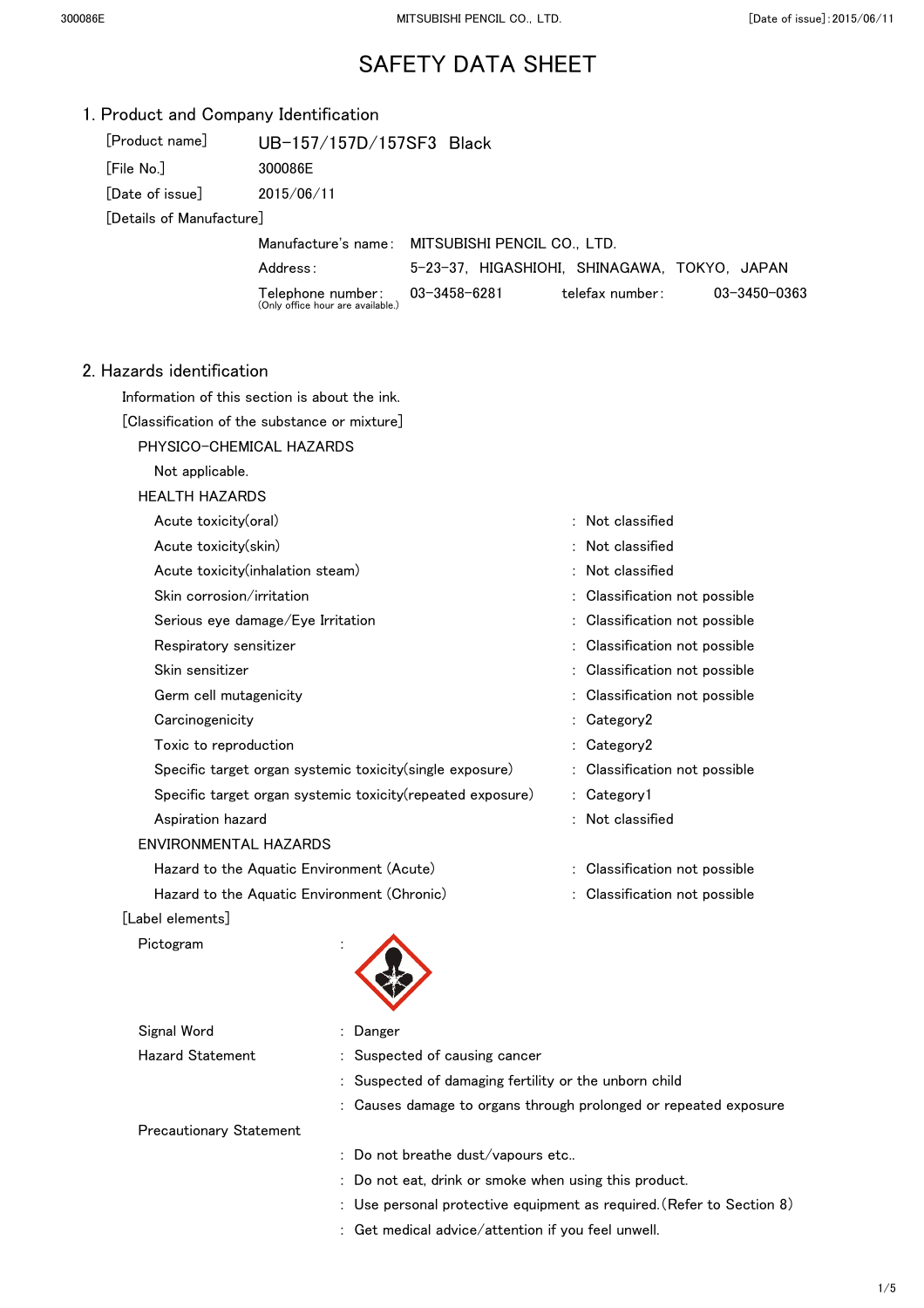# SAFETY DATA SHEET

## 1. Product and Company Identification

[Product name] UB-157/157D/157SF3 Black

[File No.] 300086E

[Date of issue] 2015/06/11

[Details of Manufacture]

Manufacture's name: MITSUBISHI PENCIL CO., LTD.

Address: 5-23-37, HIGASHIOHI, SHINAGAWA, TOKYO, JAPAN

Telephone number: 03-3458-6281 telefax number: 03-3450-0363
(Only office hour are available.)

## 2. Hazards identification

Information of this section is about the ink.

[Classification of the substance or mixture]

PHYSICO-CHEMICAL HAZARDS

Not applicable.

HEALTH HAZARDS

| | | |
|---|---|---|
| Acute toxicity(oral) | : | Not classified |
| Acute toxicity(skin) | : | Not classified |
| Acute toxicity(inhalation steam) | : | Not classified |
| Skin corrosion/irritation | : | Classification not possible |
| Serious eye damage/Eye Irritation | : | Classification not possible |
| Respiratory sensitizer | : | Classification not possible |
| Skin sensitizer | : | Classification not possible |
| Germ cell mutagenicity | : | Classification not possible |
| Carcinogenicity | : | Category2 |
| Toxic to reproduction | : | Category2 |
| Specific target organ systemic toxicity(single exposure) | : | Classification not possible |
| Specific target organ systemic toxicity(repeated exposure) | : | Category1 |
| Aspiration hazard | : | Not classified |

ENVIRONMENTAL HAZARDS

| | | |
|---|---|---|
| Hazard to the Aquatic Environment (Acute) | : | Classification not possible |
| Hazard to the Aquatic Environment (Chronic) | : | Classification not possible |

[Label elements]

Pictogram :

Signal Word : Danger

Hazard Statement : Suspected of causing cancer

: Suspected of damaging fertility or the unborn child

: Causes damage to organs through prolonged or repeated exposure

Precautionary Statement

: Do not breathe dust/vapours etc..

: Do not eat, drink or smoke when using this product.

: Use personal protective equipment as required.(Refer to Section 8)

: Get medical advice/attention if you feel unwell.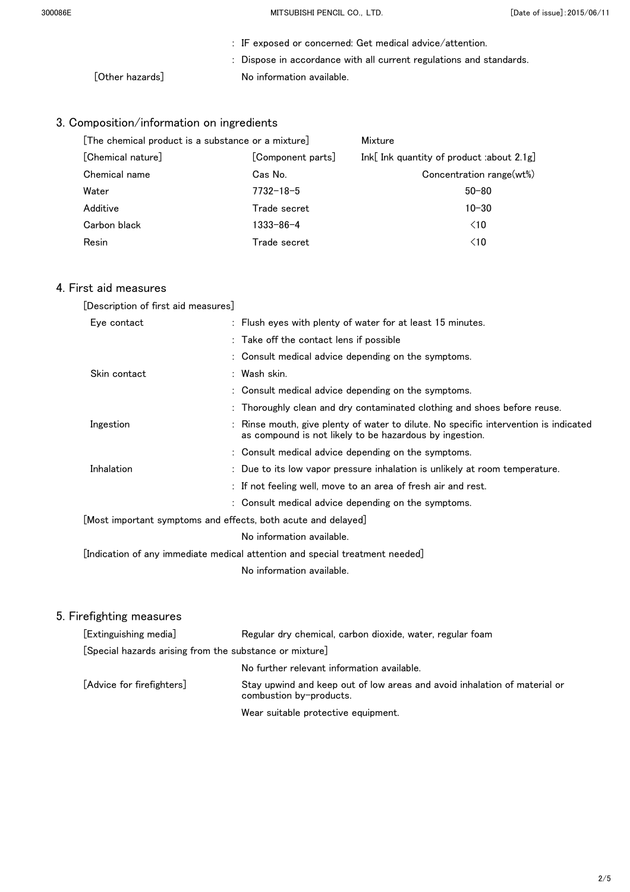: IF exposed or concerned: Get medical advice/attention.

: Dispose in accordance with all current regulations and standards.

[Other hazards] No information available.

## 3. Composition/information on ingredients

[The chemical product is a substance or a mixture] Mixture

[Chemical nature] [Component parts] Ink[ Ink quantity of product :about 2.1g]

| Chemical name | Cas No. | Concentration range(wt%) |
|---|---|---|
| Water | 7732-18-5 | 50-80 |
| Additive | Trade secret | 10-30 |
| Carbon black | 1333-86-4 | <10 |
| Resin | Trade secret | <10 |

## 4. First aid measures

[Description of first aid measures]

Eye contact
: Flush eyes with plenty of water for at least 15 minutes.
: Take off the contact lens if possible
: Consult medical advice depending on the symptoms.

Skin contact
: Wash skin.
: Consult medical advice depending on the symptoms.
: Thoroughly clean and dry contaminated clothing and shoes before reuse.

Ingestion
: Rinse mouth, give plenty of water to dilute. No specific intervention is indicated as compound is not likely to be hazardous by ingestion.
: Consult medical advice depending on the symptoms.

Inhalation
: Due to its low vapor pressure inhalation is unlikely at room temperature.
: If not feeling well, move to an area of fresh air and rest.
: Consult medical advice depending on the symptoms.

[Most important symptoms and effects, both acute and delayed]

No information available.

[Indication of any immediate medical attention and special treatment needed]

No information available.

## 5. Firefighting measures

[Extinguishing media] Regular dry chemical, carbon dioxide, water, regular foam

[Special hazards arising from the substance or mixture]

No further relevant information available.

[Advice for firefighters] Stay upwind and keep out of low areas and avoid inhalation of material or combustion by-products.

Wear suitable protective equipment.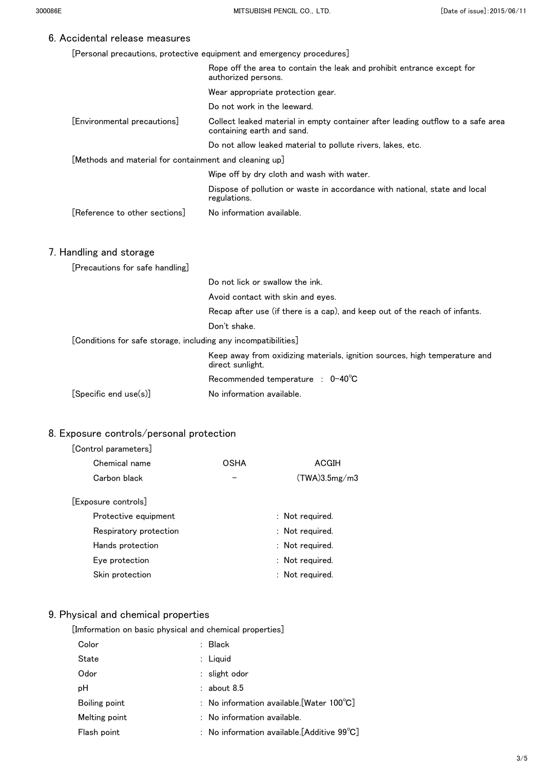## 6. Accidental release measures

[Personal precautions, protective equipment and emergency procedures]

Rope off the area to contain the leak and prohibit entrance except for authorized persons.

Wear appropriate protection gear.

Do not work in the leeward.

[Environmental precautions] Collect leaked material in empty container after leading outflow to a safe area containing earth and sand.

Do not allow leaked material to pollute rivers, lakes, etc.

[Methods and material for containment and cleaning up]

Wipe off by dry cloth and wash with water.

Dispose of pollution or waste in accordance with national, state and local regulations.

[Reference to other sections] No information available.

## 7. Handling and storage

[Precautions for safe handling]

Do not lick or swallow the ink.

Avoid contact with skin and eyes.

Recap after use (if there is a cap), and keep out of the reach of infants.

Don't shake.

[Conditions for safe storage, including any incompatibilities]

Keep away from oxidizing materials, ignition sources, high temperature and direct sunlight.

Recommended temperature : 0–40℃

[Specific end use(s)] No information available.

## 8. Exposure controls/personal protection

[Control parameters]

| Chemical name | OSHA | ACGIH |
|---|---|---|
| Carbon black | – | (TWA)3.5mg/m3 |

[Exposure controls]

- Protective equipment : Not required.
- Respiratory protection : Not required.
- Hands protection : Not required.
- Eye protection : Not required.
- Skin protection : Not required.

## 9. Physical and chemical properties

[Imformation on basic physical and chemical properties]

- Color : Black
- State : Liquid
- Odor : slight odor
- pH : about 8.5
- Boiling point : No information available.[Water 100℃]
- Melting point : No information available.
- Flash point : No information available.[Additive 99℃]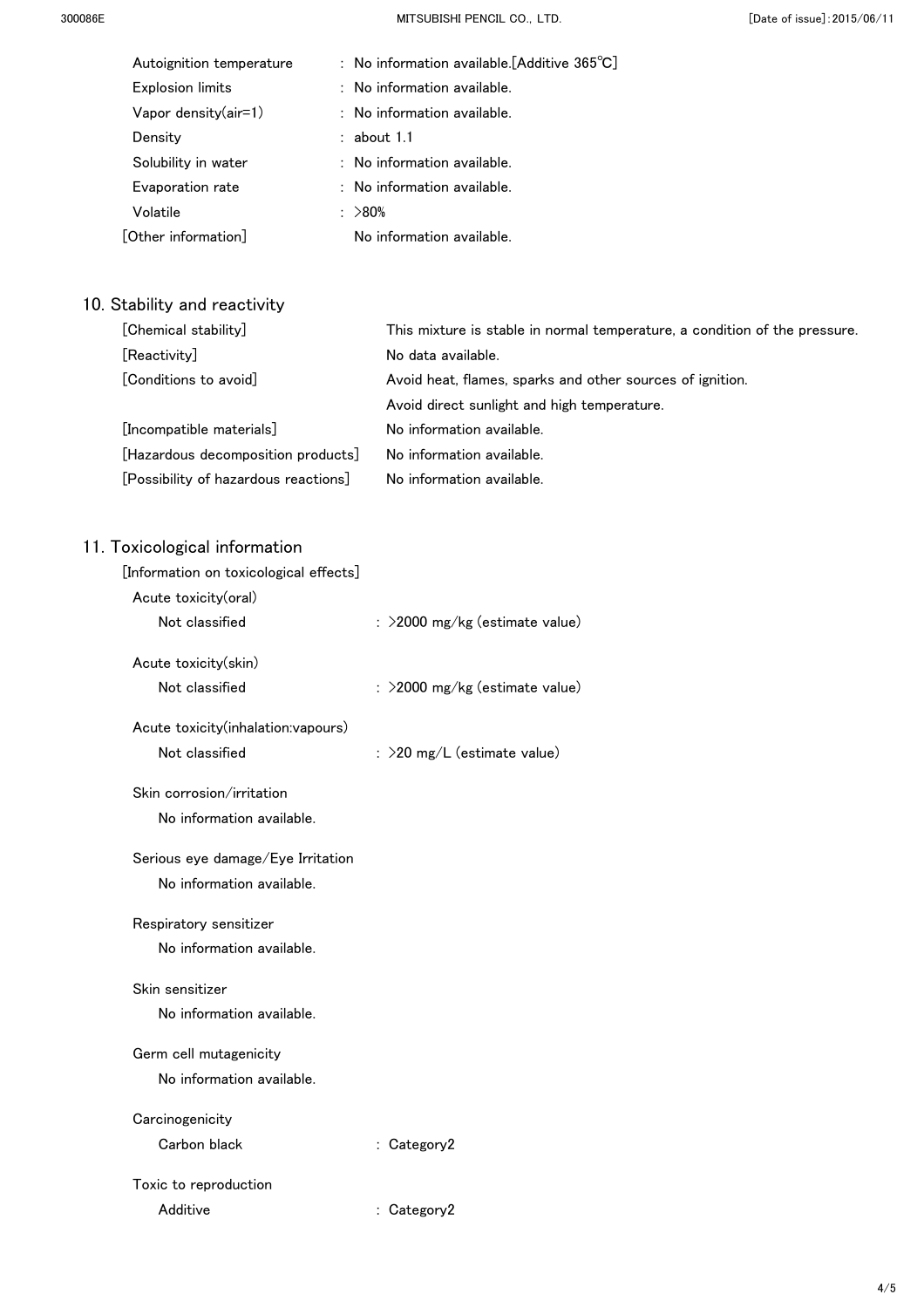Autoignition temperature : No information available.[Additive 365℃]
Explosion limits : No information available.
Vapor density(air=1) : No information available.
Density : about 1.1
Solubility in water : No information available.
Evaporation rate : No information available.
Volatile : >80%
[Other information] No information available.

## 10. Stability and reactivity

[Chemical stability] This mixture is stable in normal temperature, a condition of the pressure.
[Reactivity] No data available.
[Conditions to avoid] Avoid heat, flames, sparks and other sources of ignition.
Avoid direct sunlight and high temperature.
[Incompatible materials] No information available.
[Hazardous decomposition products] No information available.
[Possibility of hazardous reactions] No information available.

## 11. Toxicological information

[Information on toxicological effects]

Acute toxicity(oral)
Not classified : >2000 mg/kg (estimate value)

Acute toxicity(skin)
Not classified : >2000 mg/kg (estimate value)

Acute toxicity(inhalation:vapours)
Not classified : >20 mg/L (estimate value)

Skin corrosion/irritation
No information available.

Serious eye damage/Eye Irritation
No information available.

Respiratory sensitizer
No information available.

Skin sensitizer
No information available.

Germ cell mutagenicity
No information available.

Carcinogenicity
Carbon black : Category2

Toxic to reproduction
Additive : Category2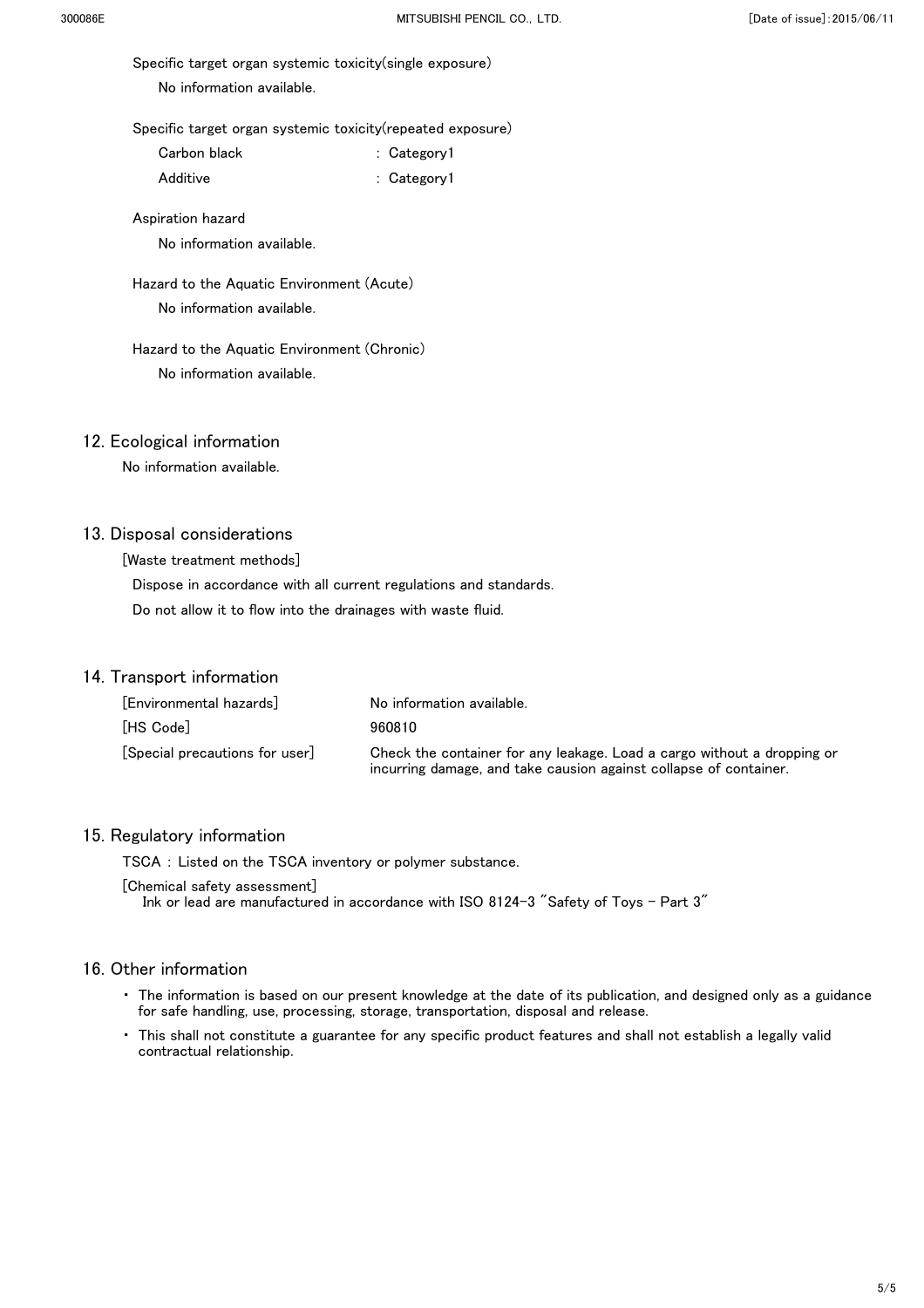Specific target organ systemic toxicity(single exposure)

No information available.

Specific target organ systemic toxicity(repeated exposure)

| | |
|---|---|
| Carbon black | : Category1 |
| Additive | : Category1 |

Aspiration hazard

No information available.

Hazard to the Aquatic Environment (Acute)

No information available.

Hazard to the Aquatic Environment (Chronic)

No information available.

## 12. Ecological information

No information available.

## 13. Disposal considerations

[Waste treatment methods]

Dispose in accordance with all current regulations and standards.

Do not allow it to flow into the drainages with waste fluid.

## 14. Transport information

| | |
|---|---|
| [Environmental hazards] | No information available. |
| [HS Code] | 960810 |
| [Special precautions for user] | Check the container for any leakage. Load a cargo without a dropping or incurring damage, and take causion against collapse of container. |

## 15. Regulatory information

TSCA : Listed on the TSCA inventory or polymer substance.

[Chemical safety assessment]
Ink or lead are manufactured in accordance with ISO 8124-3 "Safety of Toys - Part 3"

## 16. Other information

- The information is based on our present knowledge at the date of its publication, and designed only as a guidance for safe handling, use, processing, storage, transportation, disposal and release.
- This shall not constitute a guarantee for any specific product features and shall not establish a legally valid contractual relationship.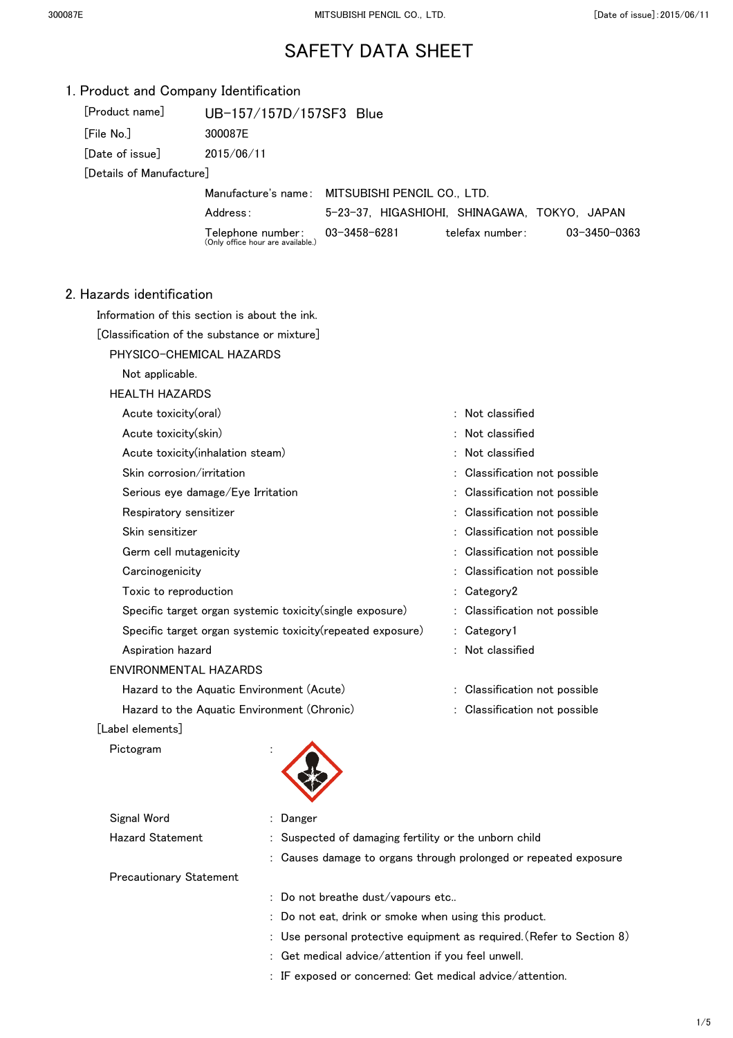# SAFETY DATA SHEET

## 1. Product and Company Identification

[Product name] UB-157/157D/157SF3 Blue

[File No.] 300087E

[Date of issue] 2015/06/11

[Details of Manufacture]

| | |
|---|---|
| Manufacture's name: | MITSUBISHI PENCIL CO., LTD. |
| Address: | 5-23-37, HIGASHIOHI, SHINAGAWA, TOKYO, JAPAN |
| Telephone number: (Only office hour are available.) | 03-3458-6281 telefax number: 03-3450-0363 |

## 2. Hazards identification

Information of this section is about the ink.

[Classification of the substance or mixture]

PHYSICO-CHEMICAL HAZARDS

Not applicable.

HEALTH HAZARDS

| | |
|---|---|
| Acute toxicity(oral) | : Not classified |
| Acute toxicity(skin) | : Not classified |
| Acute toxicity(inhalation steam) | : Not classified |
| Skin corrosion/irritation | : Classification not possible |
| Serious eye damage/Eye Irritation | : Classification not possible |
| Respiratory sensitizer | : Classification not possible |
| Skin sensitizer | : Classification not possible |
| Germ cell mutagenicity | : Classification not possible |
| Carcinogenicity | : Classification not possible |
| Toxic to reproduction | : Category2 |
| Specific target organ systemic toxicity(single exposure) | : Classification not possible |
| Specific target organ systemic toxicity(repeated exposure) | : Category1 |
| Aspiration hazard | : Not classified |

ENVIRONMENTAL HAZARDS

| | |
|---|---|
| Hazard to the Aquatic Environment (Acute) | : Classification not possible |
| Hazard to the Aquatic Environment (Chronic) | : Classification not possible |

[Label elements]

Pictogram :

Signal Word : Danger

Hazard Statement : Suspected of damaging fertility or the unborn child

: Causes damage to organs through prolonged or repeated exposure

Precautionary Statement

: Do not breathe dust/vapours etc..

: Do not eat, drink or smoke when using this product.

: Use personal protective equipment as required.(Refer to Section 8)

: Get medical advice/attention if you feel unwell.

: IF exposed or concerned: Get medical advice/attention.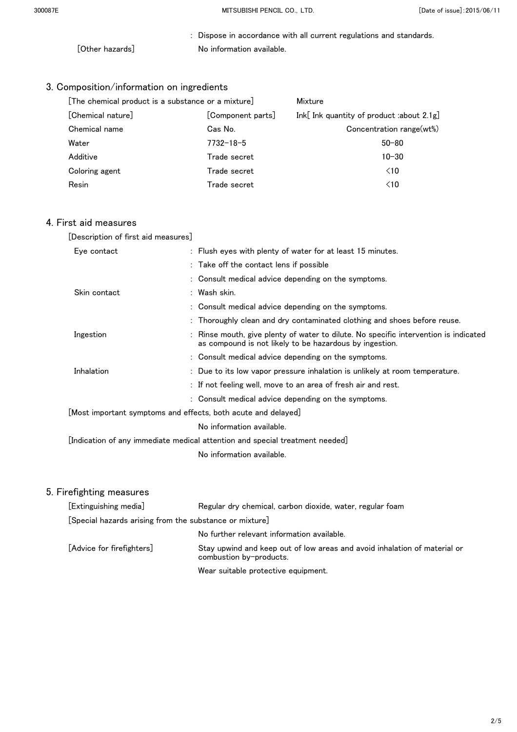: Dispose in accordance with all current regulations and standards.

[Other hazards] No information available.

## 3. Composition/information on ingredients

[The chemical product is a substance or a mixture] Mixture

[Chemical nature] [Component parts] Ink[ Ink quantity of product :about 2.1g]

| Chemical name | Cas No. | Concentration range(wt%) |
|---|---|---|
| Water | 7732-18-5 | 50-80 |
| Additive | Trade secret | 10-30 |
| Coloring agent | Trade secret | <10 |
| Resin | Trade secret | <10 |

## 4. First aid measures

[Description of first aid measures]

Eye contact
: Flush eyes with plenty of water for at least 15 minutes.
: Take off the contact lens if possible
: Consult medical advice depending on the symptoms.

Skin contact
: Wash skin.
: Consult medical advice depending on the symptoms.
: Thoroughly clean and dry contaminated clothing and shoes before reuse.

Ingestion
: Rinse mouth, give plenty of water to dilute. No specific intervention is indicated as compound is not likely to be hazardous by ingestion.
: Consult medical advice depending on the symptoms.

Inhalation
: Due to its low vapor pressure inhalation is unlikely at room temperature.
: If not feeling well, move to an area of fresh air and rest.
: Consult medical advice depending on the symptoms.

[Most important symptoms and effects, both acute and delayed]

No information available.

[Indication of any immediate medical attention and special treatment needed]

No information available.

## 5. Firefighting measures

[Extinguishing media] Regular dry chemical, carbon dioxide, water, regular foam

[Special hazards arising from the substance or mixture]

No further relevant information available.

[Advice for firefighters] Stay upwind and keep out of low areas and avoid inhalation of material or combustion by-products.

Wear suitable protective equipment.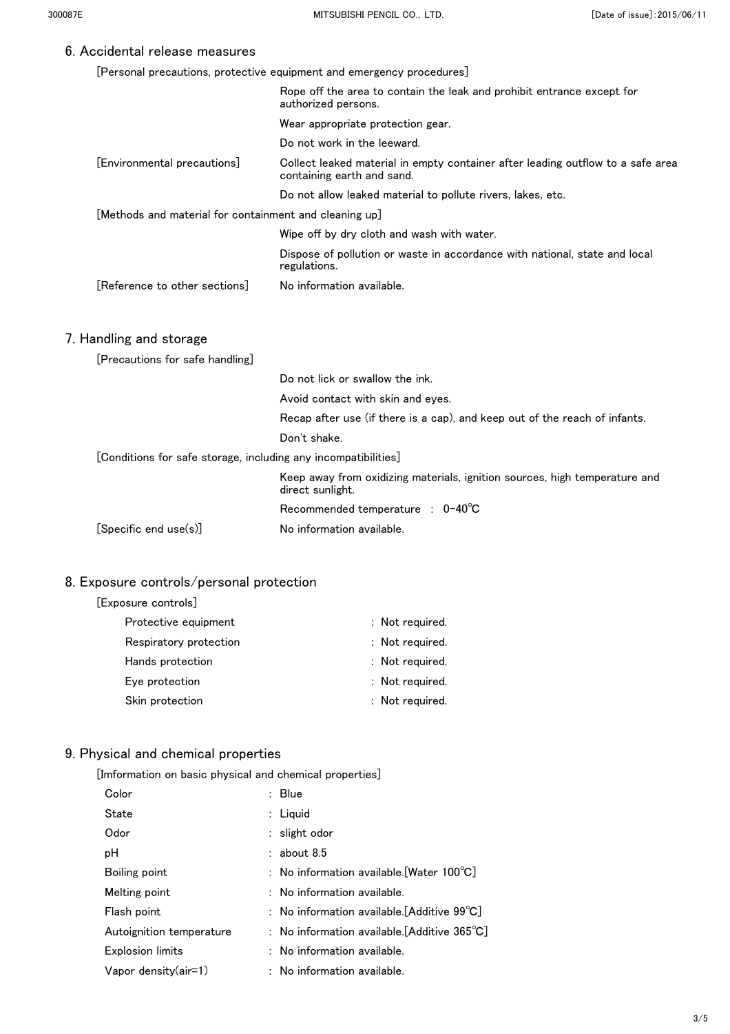## 6. Accidental release measures

[Personal precautions, protective equipment and emergency procedures]

Rope off the area to contain the leak and prohibit entrance except for authorized persons.

Wear appropriate protection gear.

Do not work in the leeward.

[Environmental precautions]

Collect leaked material in empty container after leading outflow to a safe area containing earth and sand.

Do not allow leaked material to pollute rivers, lakes, etc.

[Methods and material for containment and cleaning up]

Wipe off by dry cloth and wash with water.

Dispose of pollution or waste in accordance with national, state and local regulations.

[Reference to other sections] No information available.

## 7. Handling and storage

[Precautions for safe handling]

Do not lick or swallow the ink.

Avoid contact with skin and eyes.

Recap after use (if there is a cap), and keep out of the reach of infants.

Don't shake.

[Conditions for safe storage, including any incompatibilities]

Keep away from oxidizing materials, ignition sources, high temperature and direct sunlight.

Recommended temperature : 0-40℃

[Specific end use(s)] No information available.

## 8. Exposure controls/personal protection

[Exposure controls]

| | |
|---|---|
| Protective equipment | : Not required. |
| Respiratory protection | : Not required. |
| Hands protection | : Not required. |
| Eye protection | : Not required. |
| Skin protection | : Not required. |

## 9. Physical and chemical properties

[Imformation on basic physical and chemical properties]

| | |
|---|---|
| Color | : Blue |
| State | : Liquid |
| Odor | : slight odor |
| pH | : about 8.5 |
| Boiling point | : No information available.[Water 100℃] |
| Melting point | : No information available. |
| Flash point | : No information available.[Additive 99℃] |
| Autoignition temperature | : No information available.[Additive 365℃] |
| Explosion limits | : No information available. |
| Vapor density(air=1) | : No information available. |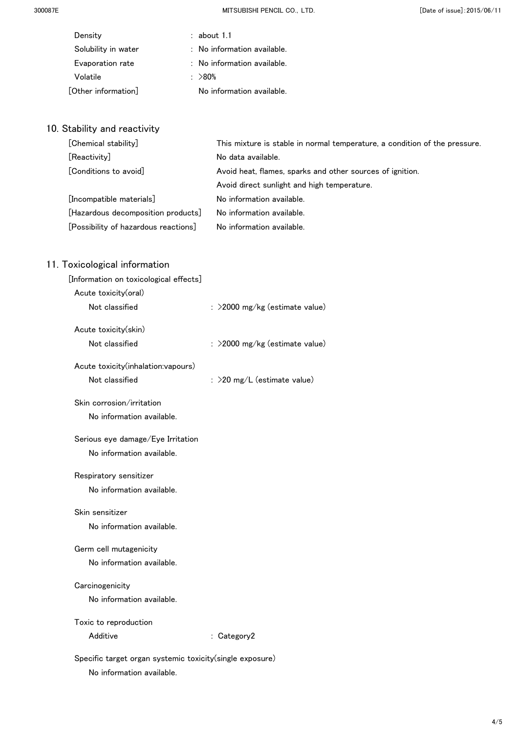| | |
|---|---|
| Density | : about 1.1 |
| Solubility in water | : No information available. |
| Evaporation rate | : No information available. |
| Volatile | : >80% |
| [Other information] | No information available. |

## 10. Stability and reactivity

| | |
|---|---|
| [Chemical stability] | This mixture is stable in normal temperature, a condition of the pressure. |
| [Reactivity] | No data available. |
| [Conditions to avoid] | Avoid heat, flames, sparks and other sources of ignition. |
| | Avoid direct sunlight and high temperature. |
| [Incompatible materials] | No information available. |
| [Hazardous decomposition products] | No information available. |
| [Possibility of hazardous reactions] | No information available. |

## 11. Toxicological information

[Information on toxicological effects]

Acute toxicity(oral)

| | |
|---|---|
| Not classified | : >2000 mg/kg (estimate value) |

Acute toxicity(skin)

| | |
|---|---|
| Not classified | : >2000 mg/kg (estimate value) |

Acute toxicity(inhalation:vapours)

| | |
|---|---|
| Not classified | : >20 mg/L (estimate value) |

Skin corrosion/irritation

No information available.

Serious eye damage/Eye Irritation

No information available.

Respiratory sensitizer

No information available.

Skin sensitizer

No information available.

Germ cell mutagenicity

No information available.

Carcinogenicity

No information available.

Toxic to reproduction

| | |
|---|---|
| Additive | : Category2 |

Specific target organ systemic toxicity(single exposure)

No information available.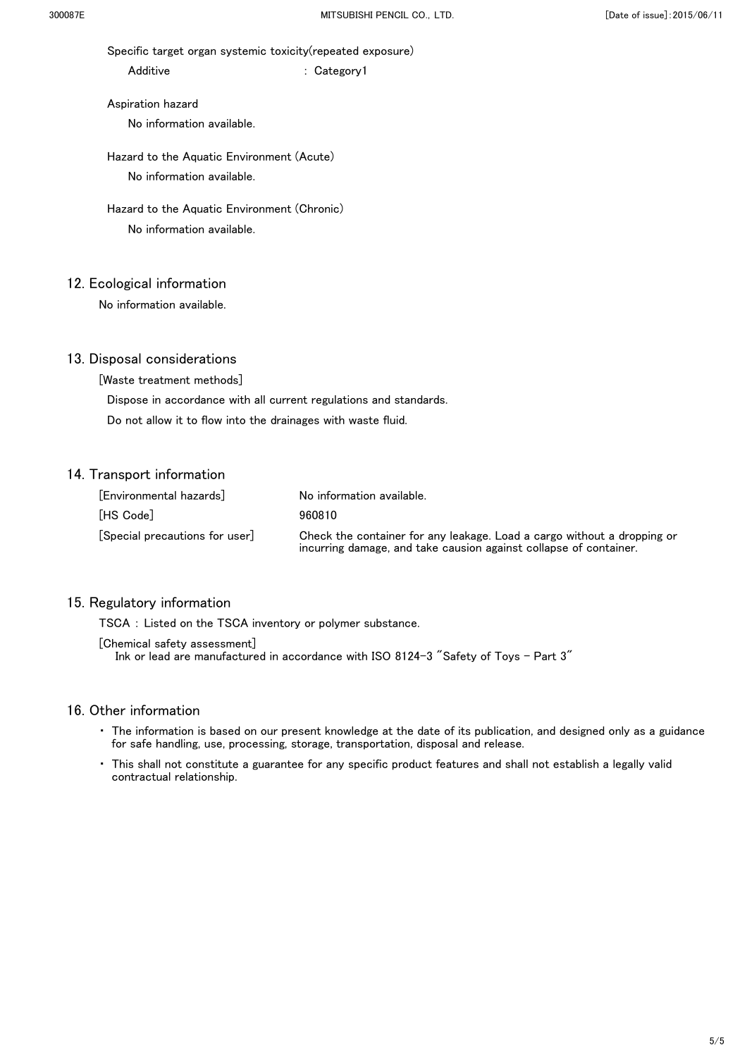Specific target organ systemic toxicity(repeated exposure)

Additive : Category1

Aspiration hazard

No information available.

Hazard to the Aquatic Environment (Acute)

No information available.

Hazard to the Aquatic Environment (Chronic)

No information available.

## 12. Ecological information

No information available.

## 13. Disposal considerations

[Waste treatment methods]

Dispose in accordance with all current regulations and standards.

Do not allow it to flow into the drainages with waste fluid.

## 14. Transport information

| | |
|---|---|
| [Environmental hazards] | No information available. |
| [HS Code] | 960810 |
| [Special precautions for user] | Check the container for any leakage. Load a cargo without a dropping or incurring damage, and take causion against collapse of container. |

## 15. Regulatory information

TSCA : Listed on the TSCA inventory or polymer substance.

[Chemical safety assessment]

Ink or lead are manufactured in accordance with ISO 8124-3 "Safety of Toys - Part 3"

## 16. Other information

- The information is based on our present knowledge at the date of its publication, and designed only as a guidance for safe handling, use, processing, storage, transportation, disposal and release.
- This shall not constitute a guarantee for any specific product features and shall not establish a legally valid contractual relationship.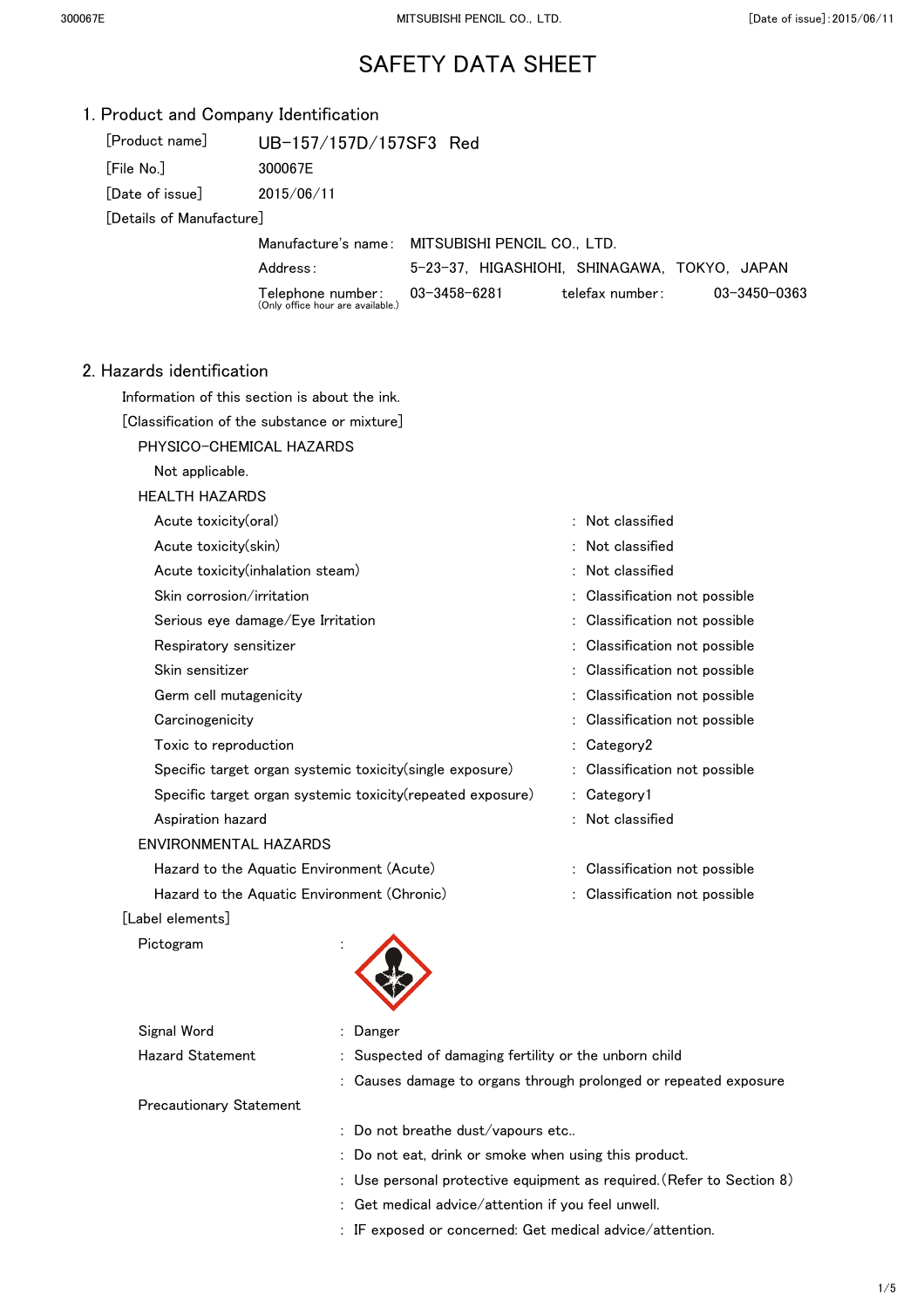# SAFETY DATA SHEET

## 1. Product and Company Identification

[Product name] UB-157/157D/157SF3 Red

[File No.] 300067E

[Date of issue] 2015/06/11

[Details of Manufacture]

| | |
|---|---|
| Manufacture's name: | MITSUBISHI PENCIL CO., LTD. |
| Address: | 5-23-37, HIGASHIOHI, SHINAGAWA, TOKYO, JAPAN |
| Telephone number: (Only office hour are available.) | 03-3458-6281 telefax number: 03-3450-0363 |

## 2. Hazards identification

Information of this section is about the ink.

[Classification of the substance or mixture]

PHYSICO-CHEMICAL HAZARDS

Not applicable.

HEALTH HAZARDS

| | |
|---|---|
| Acute toxicity(oral) | : Not classified |
| Acute toxicity(skin) | : Not classified |
| Acute toxicity(inhalation steam) | : Not classified |
| Skin corrosion/irritation | : Classification not possible |
| Serious eye damage/Eye Irritation | : Classification not possible |
| Respiratory sensitizer | : Classification not possible |
| Skin sensitizer | : Classification not possible |
| Germ cell mutagenicity | : Classification not possible |
| Carcinogenicity | : Classification not possible |
| Toxic to reproduction | : Category2 |
| Specific target organ systemic toxicity(single exposure) | : Classification not possible |
| Specific target organ systemic toxicity(repeated exposure) | : Category1 |
| Aspiration hazard | : Not classified |

ENVIRONMENTAL HAZARDS

| | |
|---|---|
| Hazard to the Aquatic Environment (Acute) | : Classification not possible |
| Hazard to the Aquatic Environment (Chronic) | : Classification not possible |

[Label elements]

Pictogram :

Signal Word : Danger

Hazard Statement : Suspected of damaging fertility or the unborn child

: Causes damage to organs through prolonged or repeated exposure

Precautionary Statement

: Do not breathe dust/vapours etc..

: Do not eat, drink or smoke when using this product.

: Use personal protective equipment as required.(Refer to Section 8)

: Get medical advice/attention if you feel unwell.

: IF exposed or concerned: Get medical advice/attention.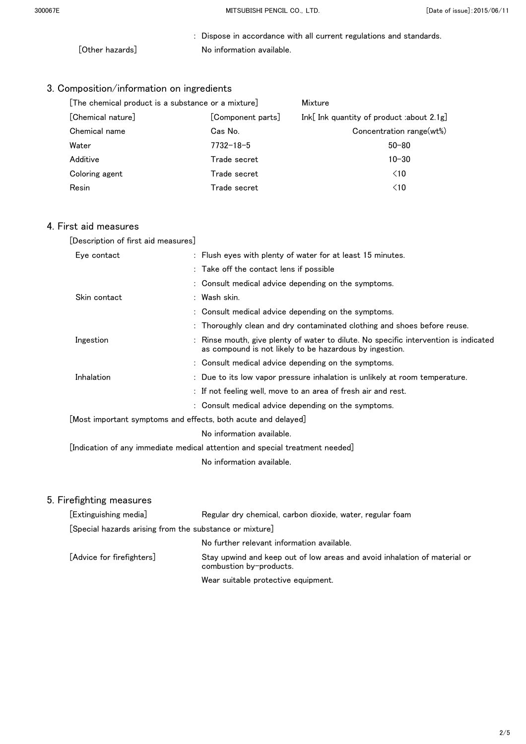: Dispose in accordance with all current regulations and standards.

[Other hazards] No information available.

## 3. Composition/information on ingredients

[The chemical product is a substance or a mixture] Mixture

| [Chemical nature] | [Component parts] | Ink[ Ink quantity of product :about 2.1g] |
|---|---|---|
| Chemical name | Cas No. | Concentration range(wt%) |
| Water | 7732-18-5 | 50-80 |
| Additive | Trade secret | 10-30 |
| Coloring agent | Trade secret | <10 |
| Resin | Trade secret | <10 |

## 4. First aid measures

[Description of first aid measures]

Eye contact
: Flush eyes with plenty of water for at least 15 minutes.
: Take off the contact lens if possible
: Consult medical advice depending on the symptoms.

Skin contact
: Wash skin.
: Consult medical advice depending on the symptoms.
: Thoroughly clean and dry contaminated clothing and shoes before reuse.

Ingestion
: Rinse mouth, give plenty of water to dilute. No specific intervention is indicated as compound is not likely to be hazardous by ingestion.
: Consult medical advice depending on the symptoms.

Inhalation
: Due to its low vapor pressure inhalation is unlikely at room temperature.
: If not feeling well, move to an area of fresh air and rest.
: Consult medical advice depending on the symptoms.

[Most important symptoms and effects, both acute and delayed]

No information available.

[Indication of any immediate medical attention and special treatment needed]

No information available.

## 5. Firefighting measures

[Extinguishing media] Regular dry chemical, carbon dioxide, water, regular foam

[Special hazards arising from the substance or mixture]

No further relevant information available.

[Advice for firefighters] Stay upwind and keep out of low areas and avoid inhalation of material or combustion by-products.

Wear suitable protective equipment.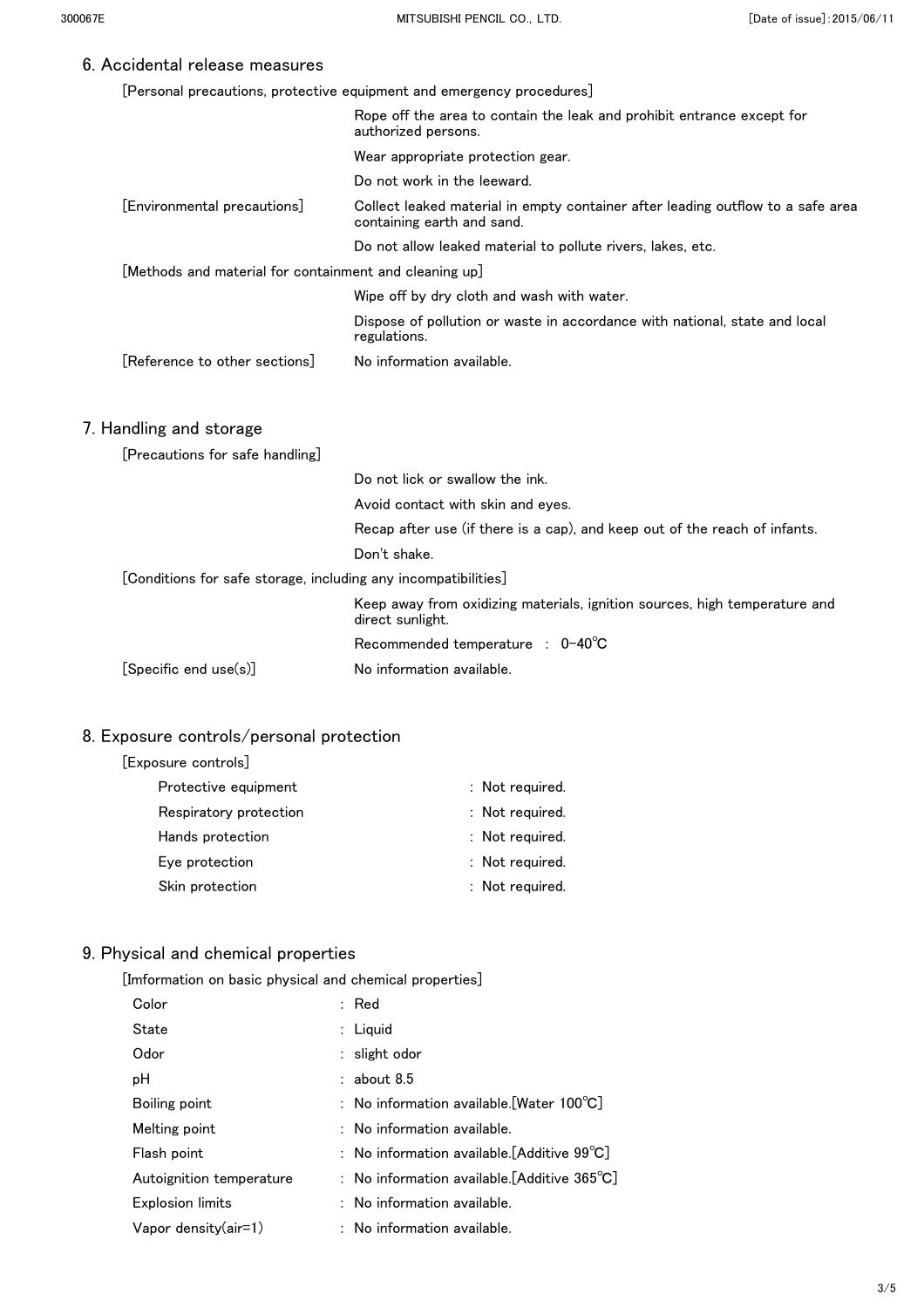## 6. Accidental release measures

[Personal precautions, protective equipment and emergency procedures]

Rope off the area to contain the leak and prohibit entrance except for authorized persons.

Wear appropriate protection gear.

Do not work in the leeward.

[Environmental precautions] Collect leaked material in empty container after leading outflow to a safe area containing earth and sand.

Do not allow leaked material to pollute rivers, lakes, etc.

[Methods and material for containment and cleaning up]

Wipe off by dry cloth and wash with water.

Dispose of pollution or waste in accordance with national, state and local regulations.

[Reference to other sections] No information available.

## 7. Handling and storage

[Precautions for safe handling]

Do not lick or swallow the ink.

Avoid contact with skin and eyes.

Recap after use (if there is a cap), and keep out of the reach of infants.

Don't shake.

[Conditions for safe storage, including any incompatibilities]

Keep away from oxidizing materials, ignition sources, high temperature and direct sunlight.

Recommended temperature : 0-40℃

[Specific end use(s)] No information available.

## 8. Exposure controls/personal protection

[Exposure controls]

| | |
|---|---|
| Protective equipment | : Not required. |
| Respiratory protection | : Not required. |
| Hands protection | : Not required. |
| Eye protection | : Not required. |
| Skin protection | : Not required. |

## 9. Physical and chemical properties

[Imformation on basic physical and chemical properties]

| | |
|---|---|
| Color | : Red |
| State | : Liquid |
| Odor | : slight odor |
| pH | : about 8.5 |
| Boiling point | : No information available.[Water 100℃] |
| Melting point | : No information available. |
| Flash point | : No information available.[Additive 99℃] |
| Autoignition temperature | : No information available.[Additive 365℃] |
| Explosion limits | : No information available. |
| Vapor density(air=1) | : No information available. |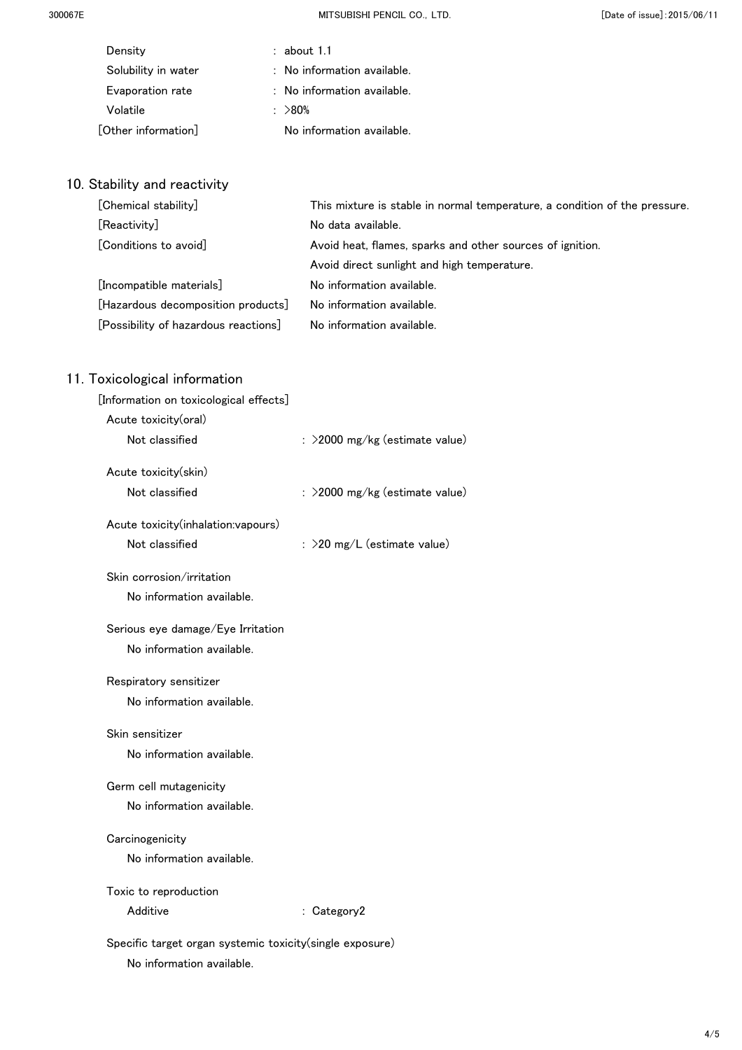| | |
|---|---|
| Density | : about 1.1 |
| Solubility in water | : No information available. |
| Evaporation rate | : No information available. |
| Volatile | : >80% |
| [Other information] | No information available. |

## 10. Stability and reactivity

| | |
|---|---|
| [Chemical stability] | This mixture is stable in normal temperature, a condition of the pressure. |
| [Reactivity] | No data available. |
| [Conditions to avoid] | Avoid heat, flames, sparks and other sources of ignition.<br>Avoid direct sunlight and high temperature. |
| [Incompatible materials] | No information available. |
| [Hazardous decomposition products] | No information available. |
| [Possibility of hazardous reactions] | No information available. |

## 11. Toxicological information

[Information on toxicological effects]

Acute toxicity(oral)

Not classified : >2000 mg/kg (estimate value)

Acute toxicity(skin)

Not classified : >2000 mg/kg (estimate value)

Acute toxicity(inhalation:vapours)

Not classified : >20 mg/L (estimate value)

Skin corrosion/irritation

No information available.

Serious eye damage/Eye Irritation

No information available.

Respiratory sensitizer

No information available.

Skin sensitizer

No information available.

Germ cell mutagenicity

No information available.

Carcinogenicity

No information available.

Toxic to reproduction

Additive : Category2

Specific target organ systemic toxicity(single exposure)

No information available.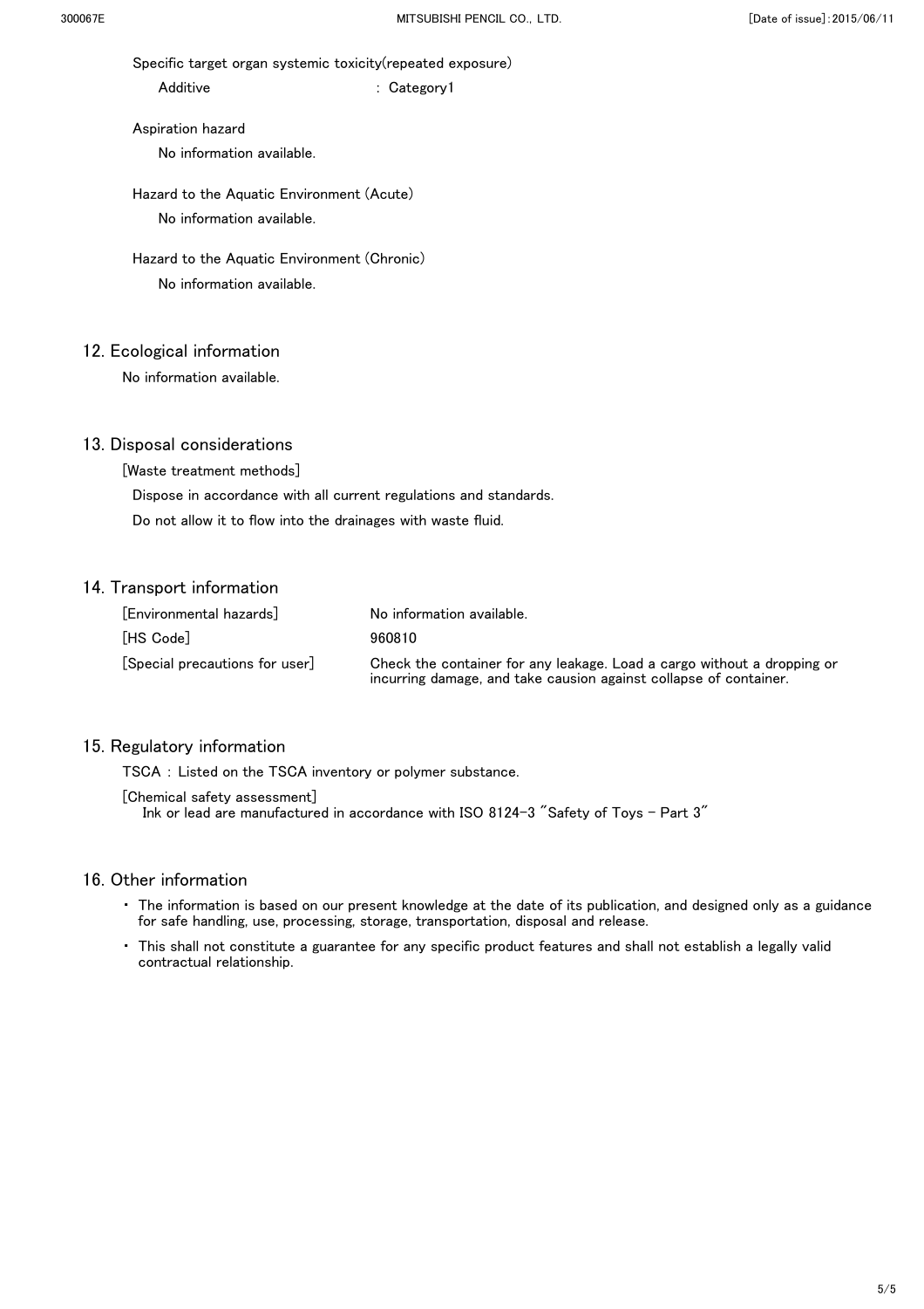Specific target organ systemic toxicity(repeated exposure)

Additive : Category1

Aspiration hazard

No information available.

Hazard to the Aquatic Environment (Acute)

No information available.

Hazard to the Aquatic Environment (Chronic)

No information available.

## 12. Ecological information

No information available.

## 13. Disposal considerations

[Waste treatment methods]

Dispose in accordance with all current regulations and standards.

Do not allow it to flow into the drainages with waste fluid.

## 14. Transport information

| | |
|---|---|
| [Environmental hazards] | No information available. |
| [HS Code] | 960810 |
| [Special precautions for user] | Check the container for any leakage. Load a cargo without a dropping or incurring damage, and take causion against collapse of container. |

## 15. Regulatory information

TSCA : Listed on the TSCA inventory or polymer substance.

[Chemical safety assessment]

Ink or lead are manufactured in accordance with ISO 8124-3 "Safety of Toys - Part 3"

## 16. Other information

- The information is based on our present knowledge at the date of its publication, and designed only as a guidance for safe handling, use, processing, storage, transportation, disposal and release.
- This shall not constitute a guarantee for any specific product features and shall not establish a legally valid contractual relationship.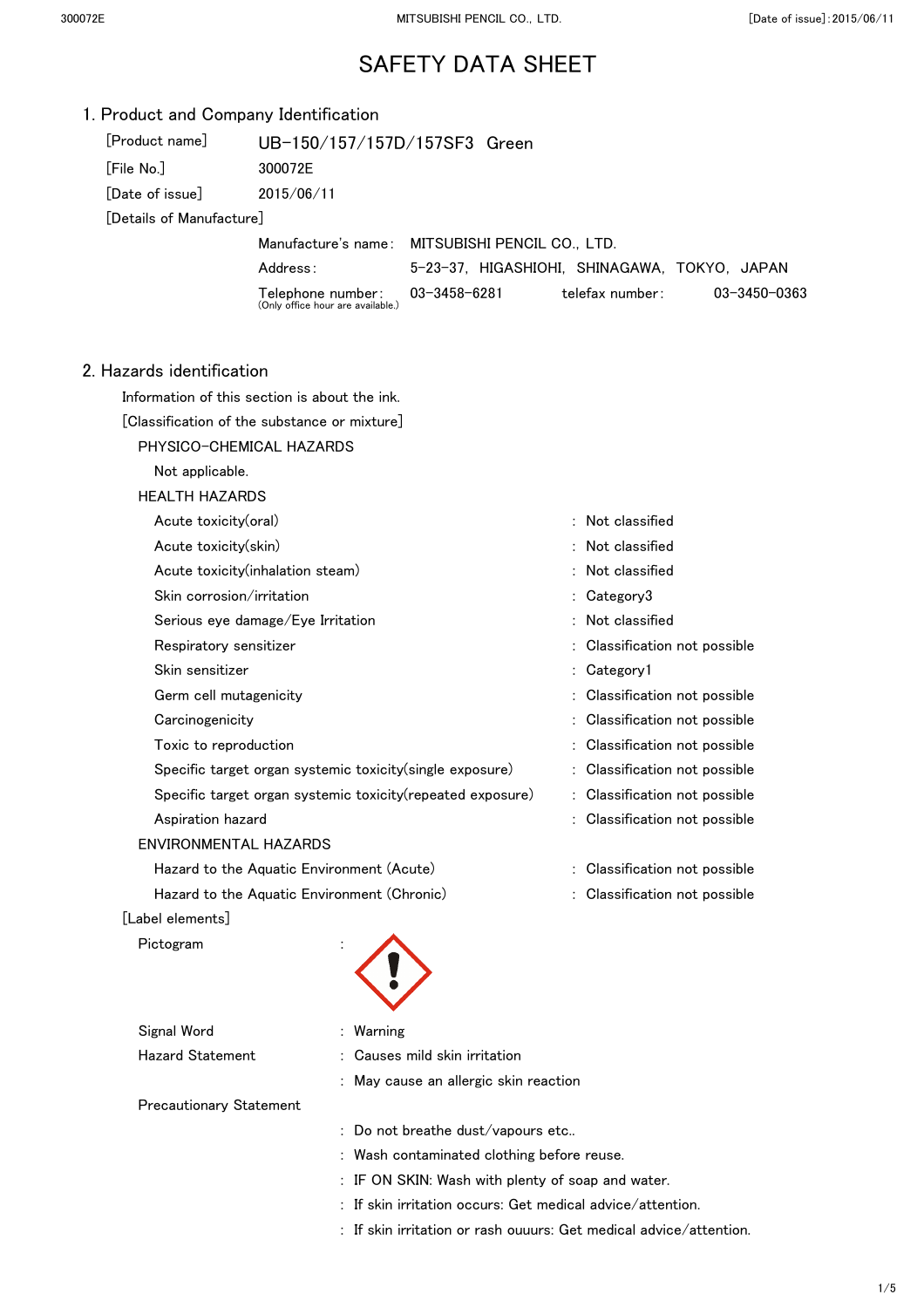# SAFETY DATA SHEET

## 1. Product and Company Identification

[Product name] UB-150/157/157D/157SF3 Green

[File No.] 300072E

[Date of issue] 2015/06/11

[Details of Manufacture]

Manufacture's name: MITSUBISHI PENCIL CO., LTD.

Address: 5-23-37, HIGASHIOHI, SHINAGAWA, TOKYO, JAPAN

Telephone number: 03-3458-6281 telefax number: 03-3450-0363
(Only office hour are available.)

## 2. Hazards identification

Information of this section is about the ink.

[Classification of the substance or mixture]

PHYSICO-CHEMICAL HAZARDS

Not applicable.

HEALTH HAZARDS

| | |
|---|---|
| Acute toxicity(oral) | : Not classified |
| Acute toxicity(skin) | : Not classified |
| Acute toxicity(inhalation steam) | : Not classified |
| Skin corrosion/irritation | : Category3 |
| Serious eye damage/Eye Irritation | : Not classified |
| Respiratory sensitizer | : Classification not possible |
| Skin sensitizer | : Category1 |
| Germ cell mutagenicity | : Classification not possible |
| Carcinogenicity | : Classification not possible |
| Toxic to reproduction | : Classification not possible |
| Specific target organ systemic toxicity(single exposure) | : Classification not possible |
| Specific target organ systemic toxicity(repeated exposure) | : Classification not possible |
| Aspiration hazard | : Classification not possible |

ENVIRONMENTAL HAZARDS

| | |
|---|---|
| Hazard to the Aquatic Environment (Acute) | : Classification not possible |
| Hazard to the Aquatic Environment (Chronic) | : Classification not possible |

[Label elements]

Pictogram :

Signal Word : Warning

Hazard Statement : Causes mild skin irritation

: May cause an allergic skin reaction

Precautionary Statement

: Do not breathe dust/vapours etc..

: Wash contaminated clothing before reuse.

: IF ON SKIN: Wash with plenty of soap and water.

: If skin irritation occurs: Get medical advice/attention.

: If skin irritation or rash ouuurs: Get medical advice/attention.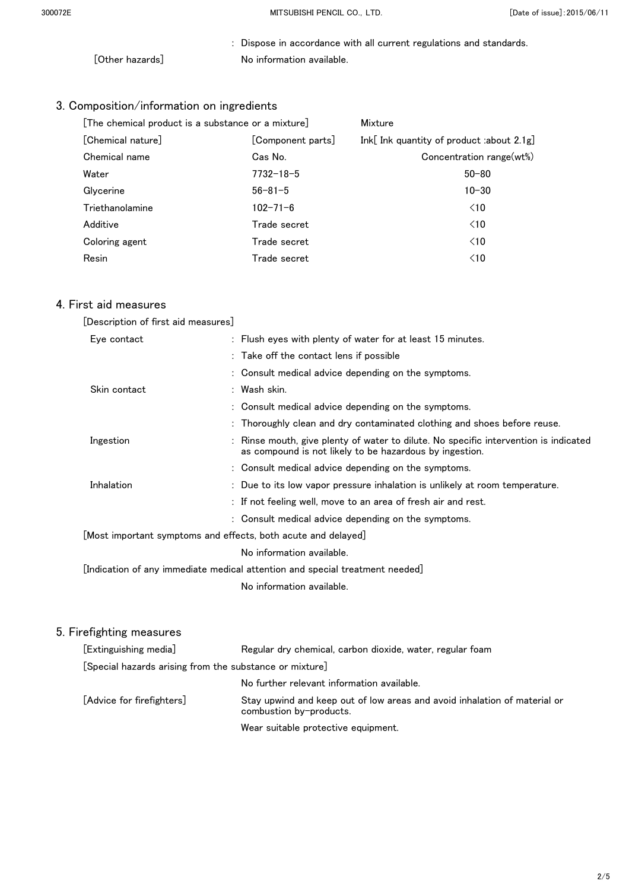: Dispose in accordance with all current regulations and standards.

[Other hazards] No information available.

## 3. Composition/information on ingredients

[The chemical product is a substance or a mixture] Mixture

| [Chemical nature] | [Component parts] | Ink[ Ink quantity of product :about 2.1g] |
|---|---|---|
| Chemical name | Cas No. | Concentration range(wt%) |
| Water | 7732-18-5 | 50-80 |
| Glycerine | 56-81-5 | 10-30 |
| Triethanolamine | 102-71-6 | <10 |
| Additive | Trade secret | <10 |
| Coloring agent | Trade secret | <10 |
| Resin | Trade secret | <10 |

## 4. First aid measures

[Description of first aid measures]

Eye contact
: Flush eyes with plenty of water for at least 15 minutes.
: Take off the contact lens if possible
: Consult medical advice depending on the symptoms.

Skin contact
: Wash skin.
: Consult medical advice depending on the symptoms.
: Thoroughly clean and dry contaminated clothing and shoes before reuse.

Ingestion
: Rinse mouth, give plenty of water to dilute. No specific intervention is indicated as compound is not likely to be hazardous by ingestion.
: Consult medical advice depending on the symptoms.

Inhalation
: Due to its low vapor pressure inhalation is unlikely at room temperature.
: If not feeling well, move to an area of fresh air and rest.
: Consult medical advice depending on the symptoms.

[Most important symptoms and effects, both acute and delayed]

No information available.

[Indication of any immediate medical attention and special treatment needed]

No information available.

## 5. Firefighting measures

[Extinguishing media] Regular dry chemical, carbon dioxide, water, regular foam

[Special hazards arising from the substance or mixture]

No further relevant information available.

[Advice for firefighters] Stay upwind and keep out of low areas and avoid inhalation of material or combustion by-products.

Wear suitable protective equipment.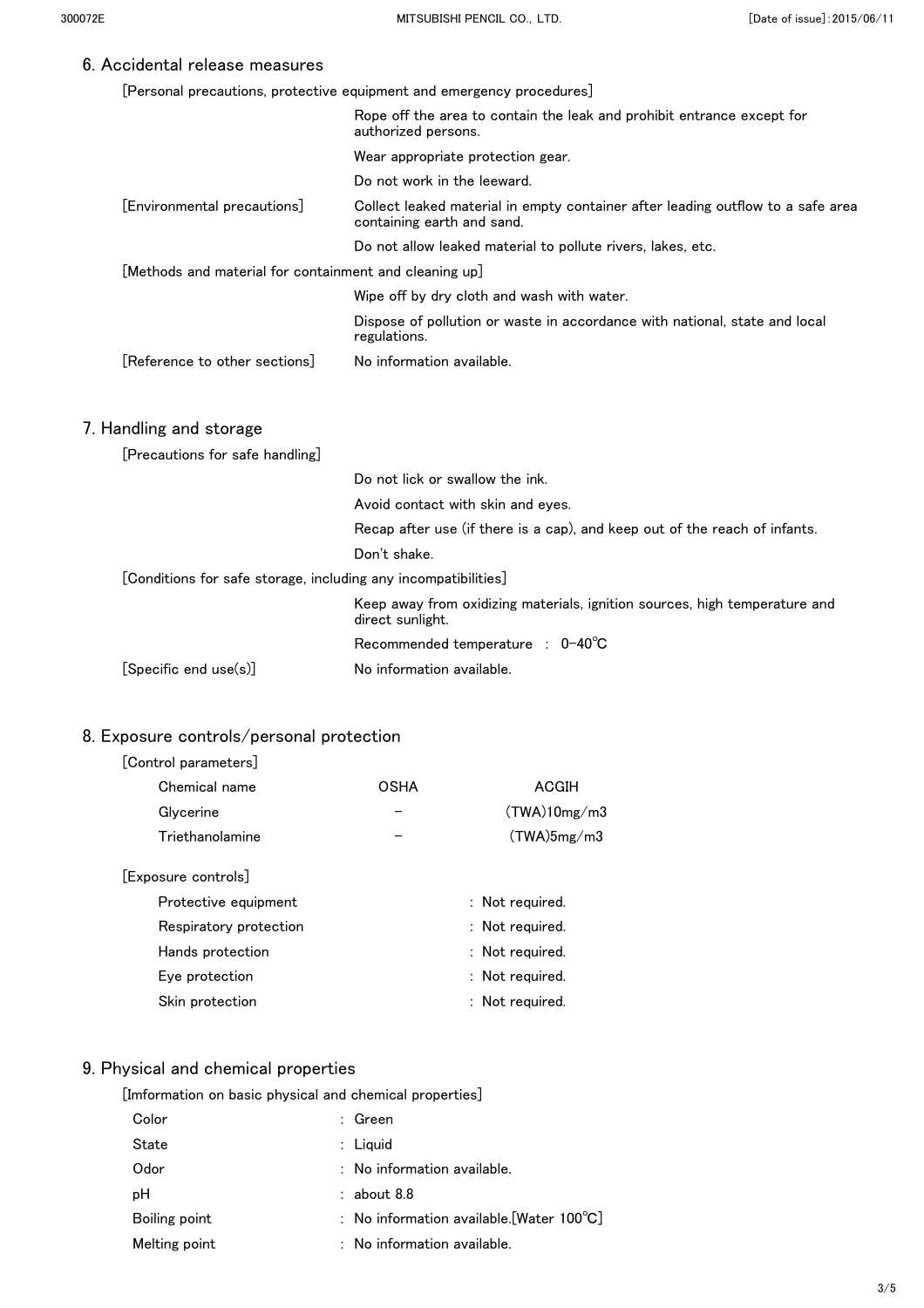## 6. Accidental release measures

[Personal precautions, protective equipment and emergency procedures]

Rope off the area to contain the leak and prohibit entrance except for authorized persons.

Wear appropriate protection gear.

Do not work in the leeward.

[Environmental precautions]

Collect leaked material in empty container after leading outflow to a safe area containing earth and sand.

Do not allow leaked material to pollute rivers, lakes, etc.

[Methods and material for containment and cleaning up]

Wipe off by dry cloth and wash with water.

Dispose of pollution or waste in accordance with national, state and local regulations.

[Reference to other sections] No information available.

## 7. Handling and storage

[Precautions for safe handling]

Do not lick or swallow the ink.

Avoid contact with skin and eyes.

Recap after use (if there is a cap), and keep out of the reach of infants.

Don't shake.

[Conditions for safe storage, including any incompatibilities]

Keep away from oxidizing materials, ignition sources, high temperature and direct sunlight.

Recommended temperature : 0-40℃

[Specific end use(s)] No information available.

## 8. Exposure controls/personal protection

[Control parameters]

| Chemical name | OSHA | ACGIH |
|---|---|---|
| Glycerine | – | (TWA)10mg/m3 |
| Triethanolamine | – | (TWA)5mg/m3 |

[Exposure controls]

| | |
|---|---|
| Protective equipment | : Not required. |
| Respiratory protection | : Not required. |
| Hands protection | : Not required. |
| Eye protection | : Not required. |
| Skin protection | : Not required. |

## 9. Physical and chemical properties

[Imformation on basic physical and chemical properties]

| | |
|---|---|
| Color | : Green |
| State | : Liquid |
| Odor | : No information available. |
| pH | : about 8.8 |
| Boiling point | : No information available.[Water 100℃] |
| Melting point | : No information available. |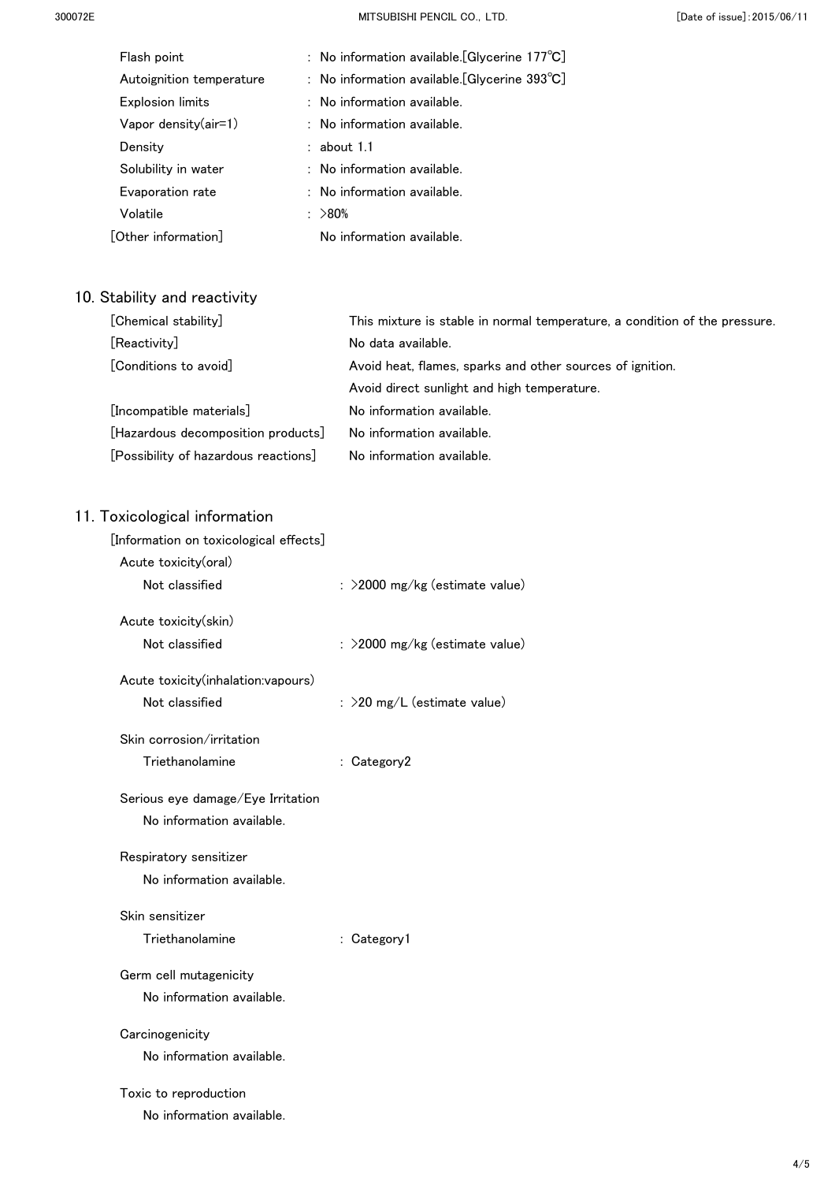| | |
|---|---|
| Flash point | : No information available.[Glycerine 177℃] |
| Autoignition temperature | : No information available.[Glycerine 393℃] |
| Explosion limits | : No information available. |
| Vapor density(air=1) | : No information available. |
| Density | : about 1.1 |
| Solubility in water | : No information available. |
| Evaporation rate | : No information available. |
| Volatile | : >80% |
| [Other information] | No information available. |

## 10. Stability and reactivity

| | |
|---|---|
| [Chemical stability] | This mixture is stable in normal temperature, a condition of the pressure. |
| [Reactivity] | No data available. |
| [Conditions to avoid] | Avoid heat, flames, sparks and other sources of ignition. Avoid direct sunlight and high temperature. |
| [Incompatible materials] | No information available. |
| [Hazardous decomposition products] | No information available. |
| [Possibility of hazardous reactions] | No information available. |

## 11. Toxicological information

[Information on toxicological effects]

Acute toxicity(oral)

Not classified : >2000 mg/kg (estimate value)

Acute toxicity(skin)

Not classified : >2000 mg/kg (estimate value)

Acute toxicity(inhalation:vapours)

Not classified : >20 mg/L (estimate value)

Skin corrosion/irritation

Triethanolamine : Category2

Serious eye damage/Eye Irritation

No information available.

Respiratory sensitizer

No information available.

Skin sensitizer

Triethanolamine : Category1

Germ cell mutagenicity

No information available.

Carcinogenicity

No information available.

Toxic to reproduction

No information available.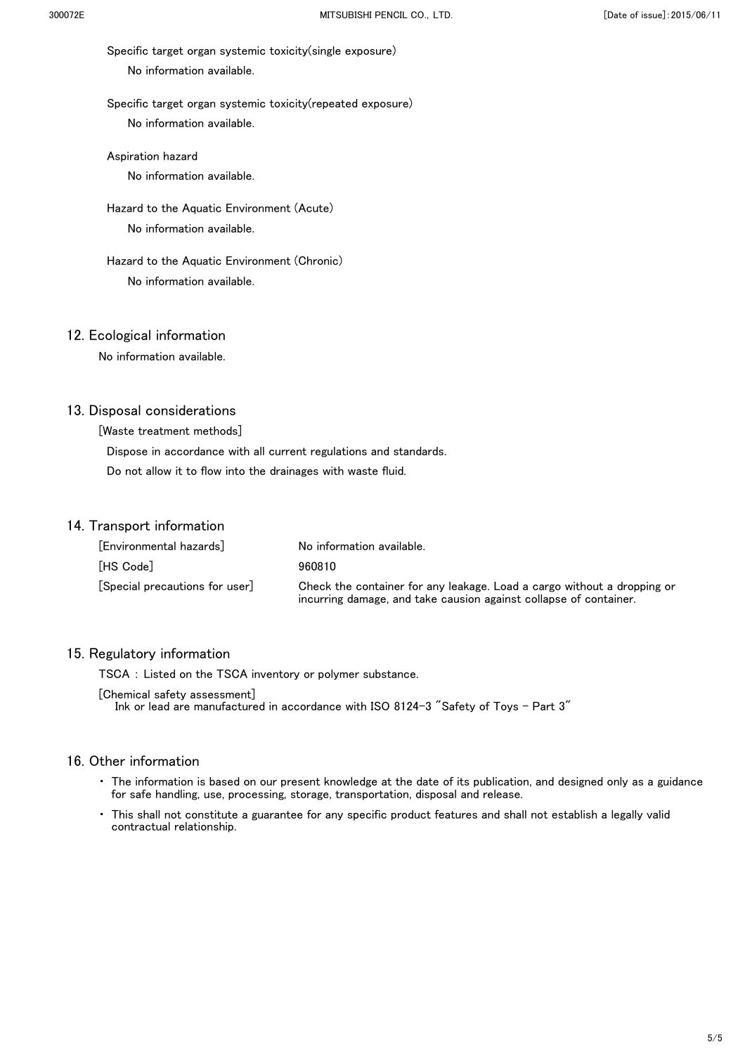Specific target organ systemic toxicity(single exposure)

No information available.

Specific target organ systemic toxicity(repeated exposure)

No information available.

Aspiration hazard

No information available.

Hazard to the Aquatic Environment (Acute)

No information available.

Hazard to the Aquatic Environment (Chronic)

No information available.

## 12. Ecological information

No information available.

## 13. Disposal considerations

[Waste treatment methods]

Dispose in accordance with all current regulations and standards.

Do not allow it to flow into the drainages with waste fluid.

## 14. Transport information

| | |
|---|---|
| [Environmental hazards] | No information available. |
| [HS Code] | 960810 |
| [Special precautions for user] | Check the container for any leakage. Load a cargo without a dropping or incurring damage, and take causion against collapse of container. |

## 15. Regulatory information

TSCA : Listed on the TSCA inventory or polymer substance.

[Chemical safety assessment]
Ink or lead are manufactured in accordance with ISO 8124-3 "Safety of Toys - Part 3"

## 16. Other information

- The information is based on our present knowledge at the date of its publication, and designed only as a guidance for safe handling, use, processing, storage, transportation, disposal and release.
- This shall not constitute a guarantee for any specific product features and shall not establish a legally valid contractual relationship.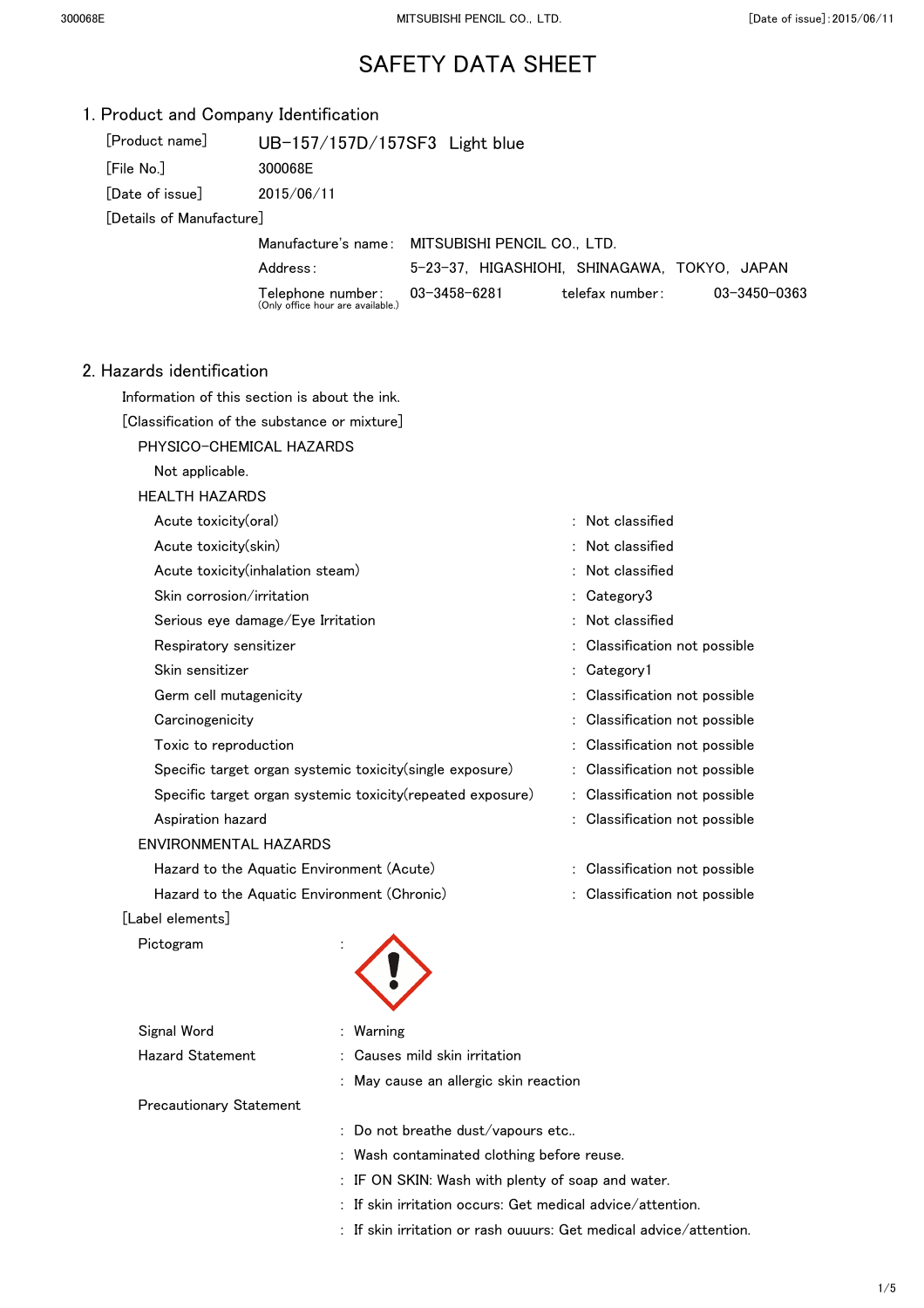# SAFETY DATA SHEET

## 1. Product and Company Identification

[Product name] UB-157/157D/157SF3 Light blue

[File No.] 300068E

[Date of issue] 2015/06/11

[Details of Manufacture]

Manufacture's name : MITSUBISHI PENCIL CO., LTD.

Address : 5-23-37, HIGASHIOHI, SHINAGAWA, TOKYO, JAPAN

Telephone number : 03-3458-6281 telefax number : 03-3450-0363
(Only office hour are available.)

## 2. Hazards identification

Information of this section is about the ink.

[Classification of the substance or mixture]

PHYSICO-CHEMICAL HAZARDS

Not applicable.

HEALTH HAZARDS

| | |
|---|---|
| Acute toxicity(oral) | : Not classified |
| Acute toxicity(skin) | : Not classified |
| Acute toxicity(inhalation steam) | : Not classified |
| Skin corrosion/irritation | : Category3 |
| Serious eye damage/Eye Irritation | : Not classified |
| Respiratory sensitizer | : Classification not possible |
| Skin sensitizer | : Category1 |
| Germ cell mutagenicity | : Classification not possible |
| Carcinogenicity | : Classification not possible |
| Toxic to reproduction | : Classification not possible |
| Specific target organ systemic toxicity(single exposure) | : Classification not possible |
| Specific target organ systemic toxicity(repeated exposure) | : Classification not possible |
| Aspiration hazard | : Classification not possible |

ENVIRONMENTAL HAZARDS

| | |
|---|---|
| Hazard to the Aquatic Environment (Acute) | : Classification not possible |
| Hazard to the Aquatic Environment (Chronic) | : Classification not possible |

[Label elements]

Pictogram :

Signal Word : Warning

Hazard Statement : Causes mild skin irritation

: May cause an allergic skin reaction

Precautionary Statement

: Do not breathe dust/vapours etc..

: Wash contaminated clothing before reuse.

: IF ON SKIN: Wash with plenty of soap and water.

: If skin irritation occurs: Get medical advice/attention.

: If skin irritation or rash ouuurs: Get medical advice/attention.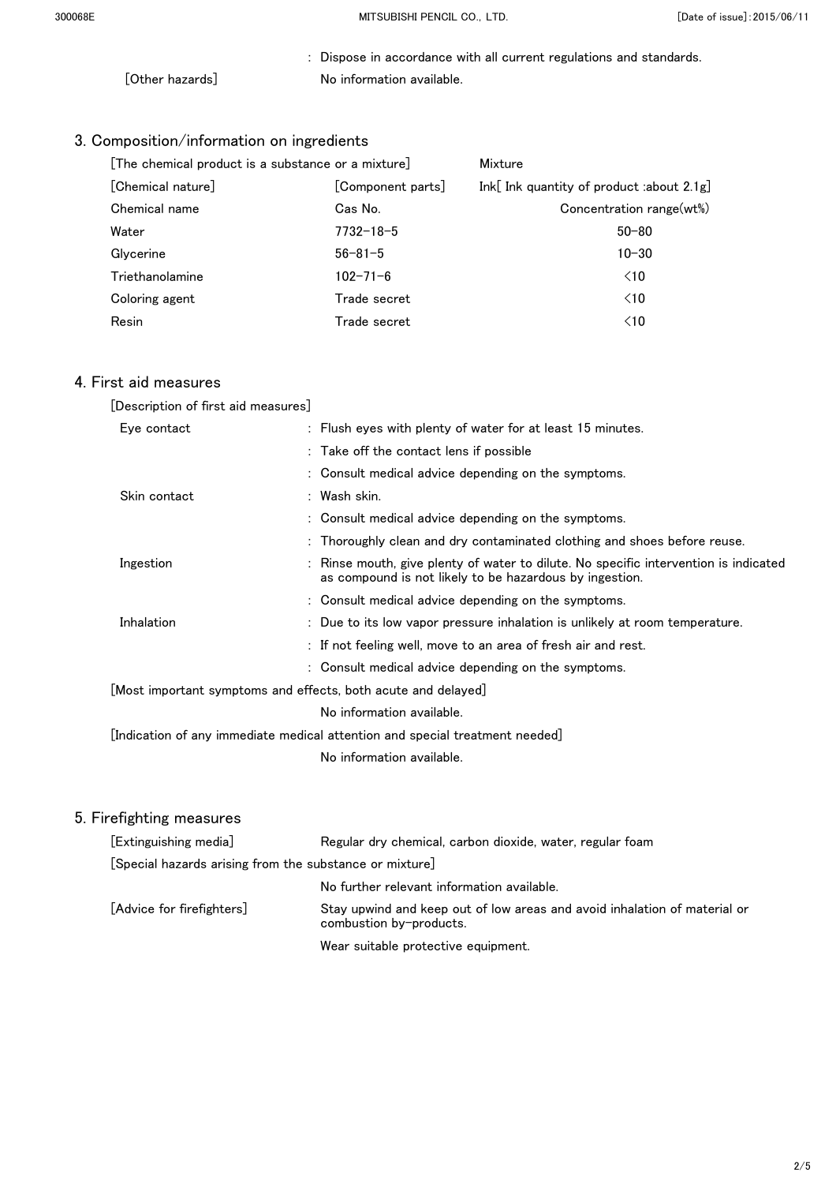: Dispose in accordance with all current regulations and standards.

[Other hazards] No information available.

## 3. Composition/information on ingredients

| [The chemical product is a substance or a mixture] | | Mixture |
|---|---|---|
| [Chemical nature] | [Component parts] | Ink[ Ink quantity of product :about 2.1g] |
| Chemical name | Cas No. | Concentration range(wt%) |
| Water | 7732-18-5 | 50-80 |
| Glycerine | 56-81-5 | 10-30 |
| Triethanolamine | 102-71-6 | <10 |
| Coloring agent | Trade secret | <10 |
| Resin | Trade secret | <10 |

## 4. First aid measures

[Description of first aid measures]

Eye contact
: Flush eyes with plenty of water for at least 15 minutes.
: Take off the contact lens if possible
: Consult medical advice depending on the symptoms.

Skin contact
: Wash skin.
: Consult medical advice depending on the symptoms.
: Thoroughly clean and dry contaminated clothing and shoes before reuse.

Ingestion
: Rinse mouth, give plenty of water to dilute. No specific intervention is indicated as compound is not likely to be hazardous by ingestion.
: Consult medical advice depending on the symptoms.

Inhalation
: Due to its low vapor pressure inhalation is unlikely at room temperature.
: If not feeling well, move to an area of fresh air and rest.
: Consult medical advice depending on the symptoms.

[Most important symptoms and effects, both acute and delayed]

No information available.

[Indication of any immediate medical attention and special treatment needed]

No information available.

## 5. Firefighting measures

[Extinguishing media] Regular dry chemical, carbon dioxide, water, regular foam

[Special hazards arising from the substance or mixture]

No further relevant information available.

[Advice for firefighters] Stay upwind and keep out of low areas and avoid inhalation of material or combustion by-products.

Wear suitable protective equipment.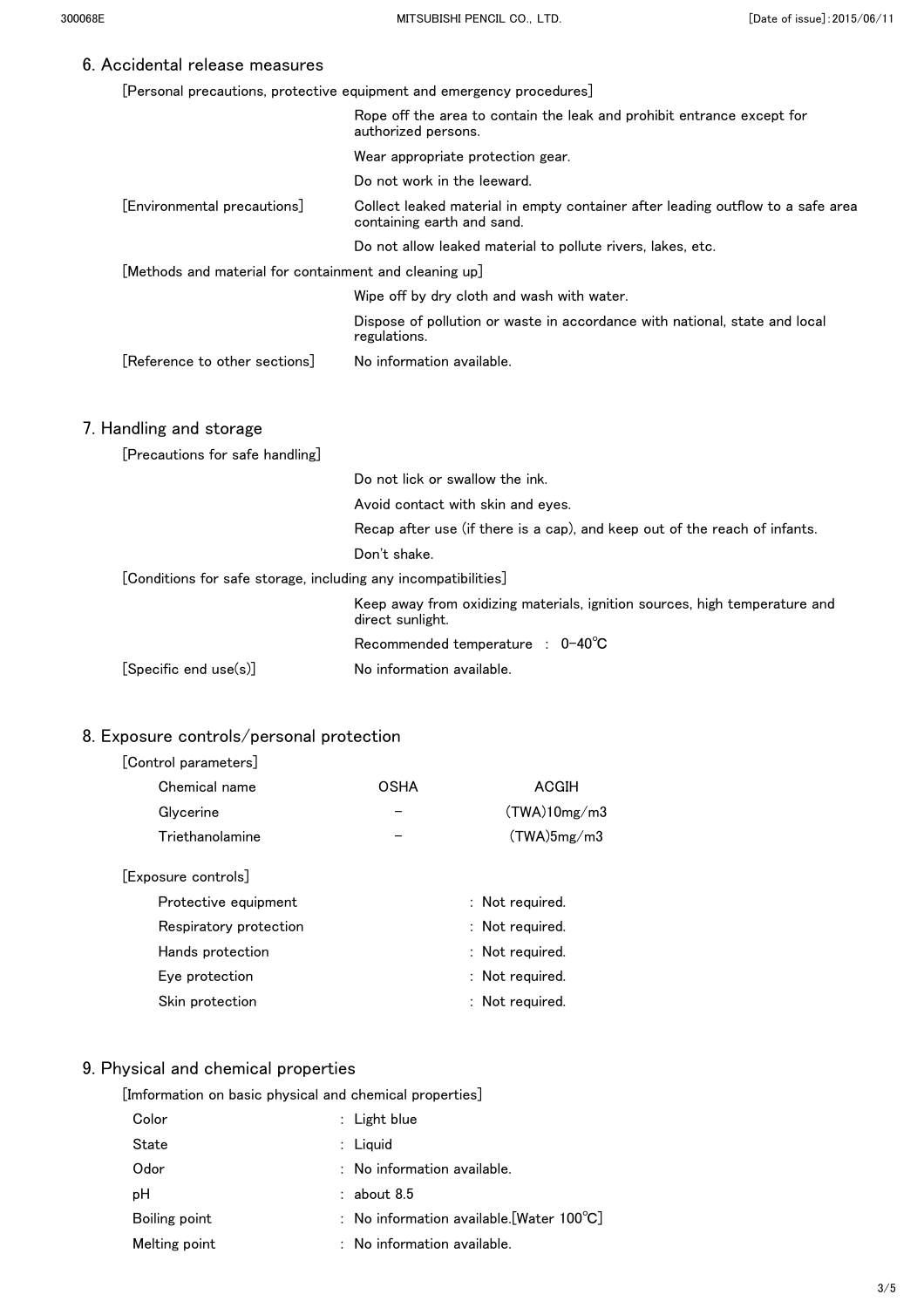## 6. Accidental release measures

[Personal precautions, protective equipment and emergency procedures]

Rope off the area to contain the leak and prohibit entrance except for authorized persons.

Wear appropriate protection gear.

Do not work in the leeward.

[Environmental precautions] Collect leaked material in empty container after leading outflow to a safe area containing earth and sand.

Do not allow leaked material to pollute rivers, lakes, etc.

[Methods and material for containment and cleaning up]

Wipe off by dry cloth and wash with water.

Dispose of pollution or waste in accordance with national, state and local regulations.

[Reference to other sections] No information available.

## 7. Handling and storage

[Precautions for safe handling]

Do not lick or swallow the ink.

Avoid contact with skin and eyes.

Recap after use (if there is a cap), and keep out of the reach of infants.

Don't shake.

[Conditions for safe storage, including any incompatibilities]

Keep away from oxidizing materials, ignition sources, high temperature and direct sunlight.

Recommended temperature : 0-40℃

[Specific end use(s)] No information available.

## 8. Exposure controls/personal protection

[Control parameters]

| Chemical name | OSHA | ACGIH |
|---|---|---|
| Glycerine | – | (TWA)10mg/m3 |
| Triethanolamine | – | (TWA)5mg/m3 |

[Exposure controls]

- Protective equipment : Not required.
- Respiratory protection : Not required.
- Hands protection : Not required.
- Eye protection : Not required.
- Skin protection : Not required.

## 9. Physical and chemical properties

[Imformation on basic physical and chemical properties]

- Color : Light blue
- State : Liquid
- Odor : No information available.
- pH : about 8.5
- Boiling point : No information available.[Water 100℃]
- Melting point : No information available.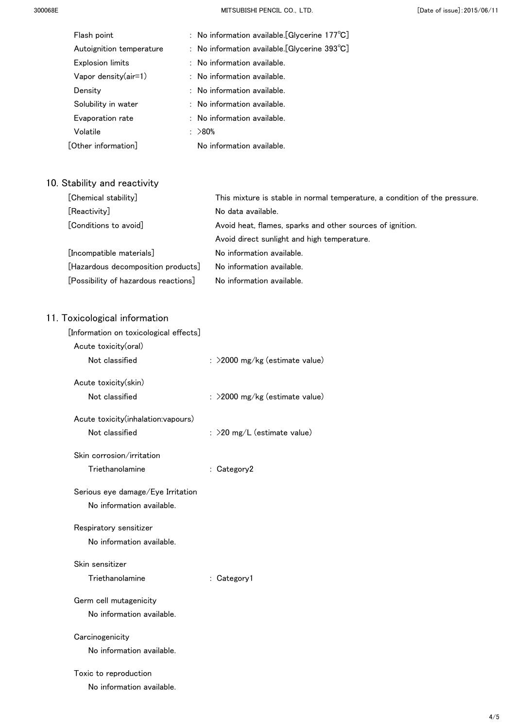| | |
|---|---|
| Flash point | : No information available.[Glycerine 177℃] |
| Autoignition temperature | : No information available.[Glycerine 393℃] |
| Explosion limits | : No information available. |
| Vapor density(air=1) | : No information available. |
| Density | : No information available. |
| Solubility in water | : No information available. |
| Evaporation rate | : No information available. |
| Volatile | : >80% |
| [Other information] | No information available. |

## 10. Stability and reactivity

| | |
|---|---|
| [Chemical stability] | This mixture is stable in normal temperature, a condition of the pressure. |
| [Reactivity] | No data available. |
| [Conditions to avoid] | Avoid heat, flames, sparks and other sources of ignition.<br>Avoid direct sunlight and high temperature. |
| [Incompatible materials] | No information available. |
| [Hazardous decomposition products] | No information available. |
| [Possibility of hazardous reactions] | No information available. |

## 11. Toxicological information

[Information on toxicological effects]

Acute toxicity(oral)

Not classified : >2000 mg/kg (estimate value)

Acute toxicity(skin)

Not classified : >2000 mg/kg (estimate value)

Acute toxicity(inhalation:vapours)

Not classified : >20 mg/L (estimate value)

Skin corrosion/irritation

Triethanolamine : Category2

Serious eye damage/Eye Irritation

No information available.

Respiratory sensitizer

No information available.

Skin sensitizer

Triethanolamine : Category1

Germ cell mutagenicity

No information available.

Carcinogenicity

No information available.

Toxic to reproduction

No information available.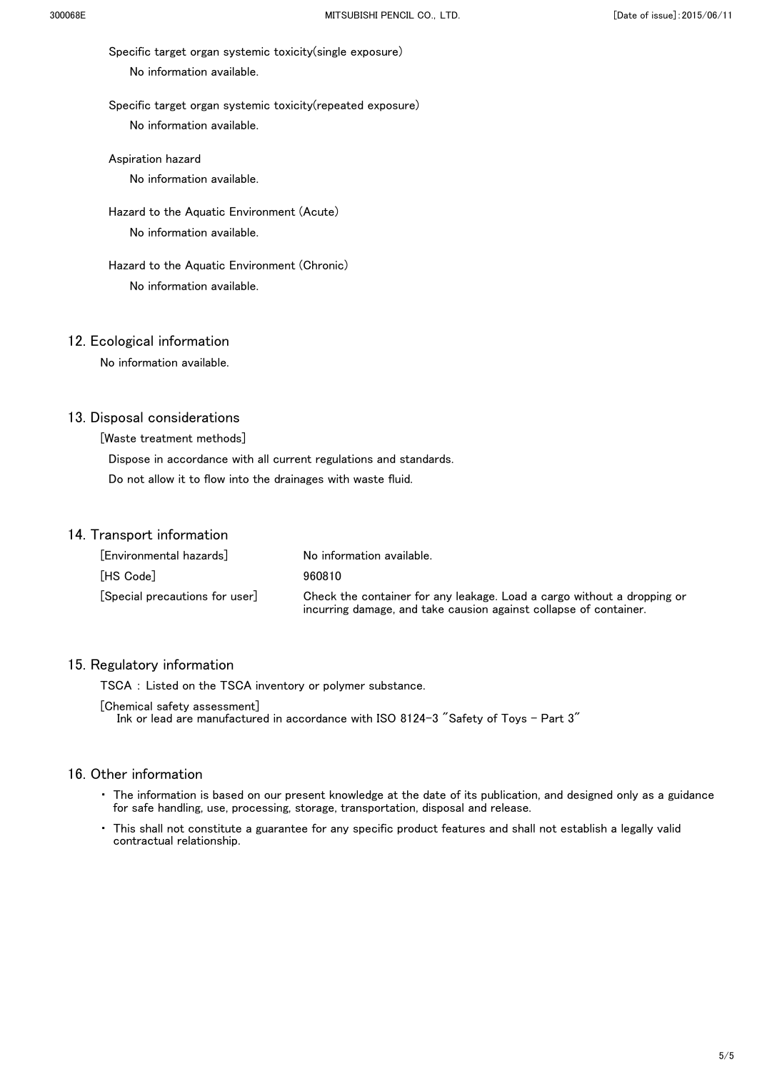Specific target organ systemic toxicity(single exposure)

No information available.

Specific target organ systemic toxicity(repeated exposure)

No information available.

Aspiration hazard

No information available.

Hazard to the Aquatic Environment (Acute)

No information available.

Hazard to the Aquatic Environment (Chronic)

No information available.

## 12. Ecological information

No information available.

## 13. Disposal considerations

[Waste treatment methods]

Dispose in accordance with all current regulations and standards.

Do not allow it to flow into the drainages with waste fluid.

## 14. Transport information

| | |
|---|---|
| [Environmental hazards] | No information available. |
| [HS Code] | 960810 |
| [Special precautions for user] | Check the container for any leakage. Load a cargo without a dropping or incurring damage, and take causion against collapse of container. |

## 15. Regulatory information

TSCA : Listed on the TSCA inventory or polymer substance.

[Chemical safety assessment]
Ink or lead are manufactured in accordance with ISO 8124-3 "Safety of Toys - Part 3"

## 16. Other information

- The information is based on our present knowledge at the date of its publication, and designed only as a guidance for safe handling, use, processing, storage, transportation, disposal and release.
- This shall not constitute a guarantee for any specific product features and shall not establish a legally valid contractual relationship.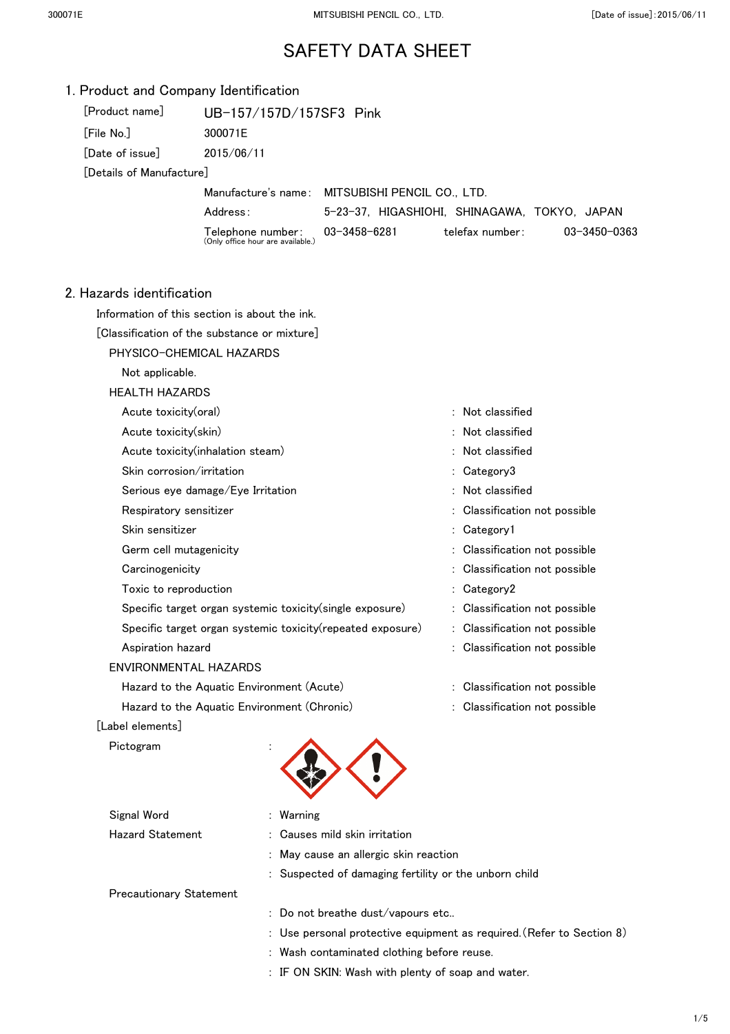# SAFETY DATA SHEET

## 1. Product and Company Identification

[Product name] UB-157/157D/157SF3 Pink

[File No.] 300071E

[Date of issue] 2015/06/11

[Details of Manufacture]

| | |
|---|---|
| Manufacture's name: | MITSUBISHI PENCIL CO., LTD. |
| Address: | 5-23-37, HIGASHIOHI, SHINAGAWA, TOKYO, JAPAN |
| Telephone number: (Only office hour are available.) | 03-3458-6281 telefax number: 03-3450-0363 |

## 2. Hazards identification

Information of this section is about the ink.

[Classification of the substance or mixture]

PHYSICO-CHEMICAL HAZARDS

Not applicable.

HEALTH HAZARDS

| | |
|---|---|
| Acute toxicity(oral) | : Not classified |
| Acute toxicity(skin) | : Not classified |
| Acute toxicity(inhalation steam) | : Not classified |
| Skin corrosion/irritation | : Category3 |
| Serious eye damage/Eye Irritation | : Not classified |
| Respiratory sensitizer | : Classification not possible |
| Skin sensitizer | : Category1 |
| Germ cell mutagenicity | : Classification not possible |
| Carcinogenicity | : Classification not possible |
| Toxic to reproduction | : Category2 |
| Specific target organ systemic toxicity(single exposure) | : Classification not possible |
| Specific target organ systemic toxicity(repeated exposure) | : Classification not possible |
| Aspiration hazard | : Classification not possible |

ENVIRONMENTAL HAZARDS

| | |
|---|---|
| Hazard to the Aquatic Environment (Acute) | : Classification not possible |
| Hazard to the Aquatic Environment (Chronic) | : Classification not possible |

[Label elements]

Pictogram :

Signal Word : Warning

Hazard Statement : Causes mild skin irritation

: May cause an allergic skin reaction

: Suspected of damaging fertility or the unborn child

Precautionary Statement

: Do not breathe dust/vapours etc..

: Use personal protective equipment as required.(Refer to Section 8)

: Wash contaminated clothing before reuse.

: IF ON SKIN: Wash with plenty of soap and water.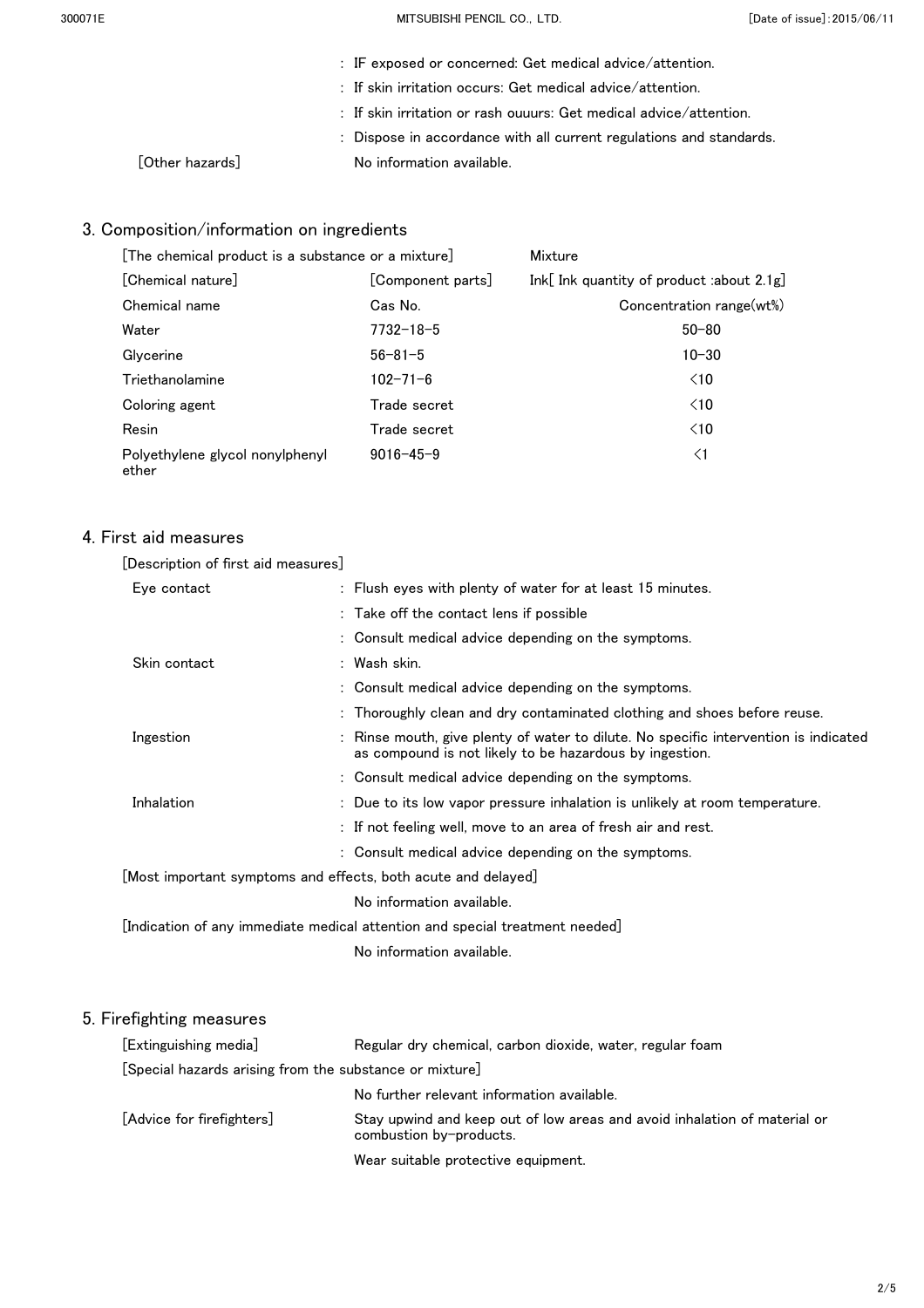: IF exposed or concerned: Get medical advice/attention.

: If skin irritation occurs: Get medical advice/attention.

: If skin irritation or rash ouuurs: Get medical advice/attention.

: Dispose in accordance with all current regulations and standards.

[Other hazards] No information available.

## 3. Composition/information on ingredients

| [The chemical product is a substance or a mixture] | | Mixture |
|---|---|---|
| [Chemical nature] | [Component parts] | Ink[ Ink quantity of product :about 2.1g] |
| Chemical name | Cas No. | Concentration range(wt%) |
| Water | 7732-18-5 | 50-80 |
| Glycerine | 56-81-5 | 10-30 |
| Triethanolamine | 102-71-6 | <10 |
| Coloring agent | Trade secret | <10 |
| Resin | Trade secret | <10 |
| Polyethylene glycol nonylphenyl ether | 9016-45-9 | <1 |

## 4. First aid measures

[Description of first aid measures]

Eye contact
: Flush eyes with plenty of water for at least 15 minutes.
: Take off the contact lens if possible
: Consult medical advice depending on the symptoms.

Skin contact
: Wash skin.
: Consult medical advice depending on the symptoms.
: Thoroughly clean and dry contaminated clothing and shoes before reuse.

Ingestion
: Rinse mouth, give plenty of water to dilute. No specific intervention is indicated as compound is not likely to be hazardous by ingestion.
: Consult medical advice depending on the symptoms.

Inhalation
: Due to its low vapor pressure inhalation is unlikely at room temperature.
: If not feeling well, move to an area of fresh air and rest.
: Consult medical advice depending on the symptoms.

[Most important symptoms and effects, both acute and delayed]

No information available.

[Indication of any immediate medical attention and special treatment needed]

No information available.

## 5. Firefighting measures

[Extinguishing media] Regular dry chemical, carbon dioxide, water, regular foam

[Special hazards arising from the substance or mixture]

No further relevant information available.

[Advice for firefighters] Stay upwind and keep out of low areas and avoid inhalation of material or combustion by-products.

Wear suitable protective equipment.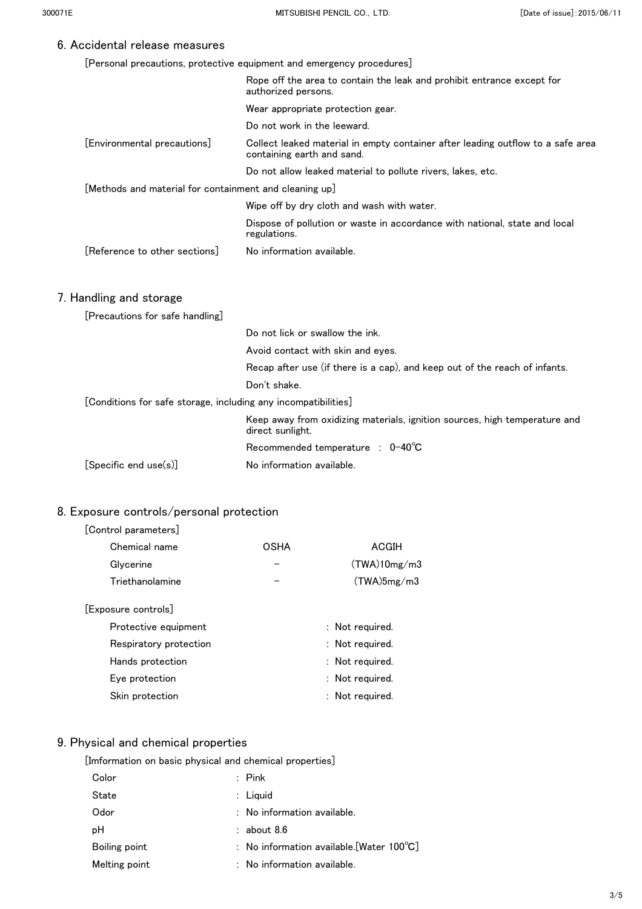## 6. Accidental release measures

[Personal precautions, protective equipment and emergency procedures]

Rope off the area to contain the leak and prohibit entrance except for authorized persons.

Wear appropriate protection gear.

Do not work in the leeward.

[Environmental precautions] Collect leaked material in empty container after leading outflow to a safe area containing earth and sand.

Do not allow leaked material to pollute rivers, lakes, etc.

[Methods and material for containment and cleaning up]

Wipe off by dry cloth and wash with water.

Dispose of pollution or waste in accordance with national, state and local regulations.

[Reference to other sections] No information available.

## 7. Handling and storage

[Precautions for safe handling]

Do not lick or swallow the ink.

Avoid contact with skin and eyes.

Recap after use (if there is a cap), and keep out of the reach of infants.

Don't shake.

[Conditions for safe storage, including any incompatibilities]

Keep away from oxidizing materials, ignition sources, high temperature and direct sunlight.

Recommended temperature : 0-40℃

[Specific end use(s)] No information available.

## 8. Exposure controls/personal protection

[Control parameters]

| Chemical name | OSHA | ACGIH |
|---|---|---|
| Glycerine | – | (TWA)10mg/m3 |
| Triethanolamine | – | (TWA)5mg/m3 |

[Exposure controls]

| | |
|---|---|
| Protective equipment | : Not required. |
| Respiratory protection | : Not required. |
| Hands protection | : Not required. |
| Eye protection | : Not required. |
| Skin protection | : Not required. |

## 9. Physical and chemical properties

[Imformation on basic physical and chemical properties]

| | |
|---|---|
| Color | : Pink |
| State | : Liquid |
| Odor | : No information available. |
| pH | : about 8.6 |
| Boiling point | : No information available.[Water 100℃] |
| Melting point | : No information available. |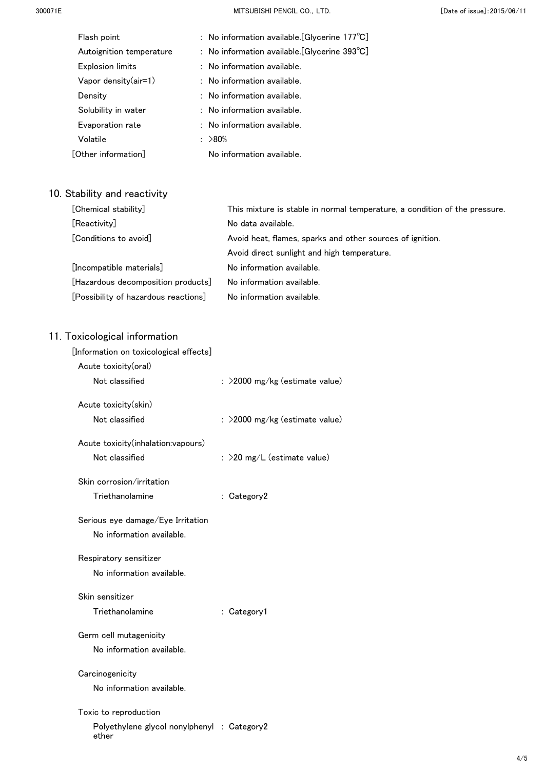| | |
|---|---|
| Flash point | : No information available.[Glycerine 177℃] |
| Autoignition temperature | : No information available.[Glycerine 393℃] |
| Explosion limits | : No information available. |
| Vapor density(air=1) | : No information available. |
| Density | : No information available. |
| Solubility in water | : No information available. |
| Evaporation rate | : No information available. |
| Volatile | : >80% |
| [Other information] | No information available. |

## 10. Stability and reactivity

| | |
|---|---|
| [Chemical stability] | This mixture is stable in normal temperature, a condition of the pressure. |
| [Reactivity] | No data available. |
| [Conditions to avoid] | Avoid heat, flames, sparks and other sources of ignition.<br>Avoid direct sunlight and high temperature. |
| [Incompatible materials] | No information available. |
| [Hazardous decomposition products] | No information available. |
| [Possibility of hazardous reactions] | No information available. |

## 11. Toxicological information

[Information on toxicological effects]

Acute toxicity(oral)

Not classified : >2000 mg/kg (estimate value)

Acute toxicity(skin)

Not classified : >2000 mg/kg (estimate value)

Acute toxicity(inhalation:vapours)

Not classified : >20 mg/L (estimate value)

Skin corrosion/irritation

Triethanolamine : Category2

Serious eye damage/Eye Irritation

No information available.

Respiratory sensitizer

No information available.

Skin sensitizer

Triethanolamine : Category1

Germ cell mutagenicity

No information available.

Carcinogenicity

No information available.

Toxic to reproduction

Polyethylene glycol nonylphenyl ether : Category2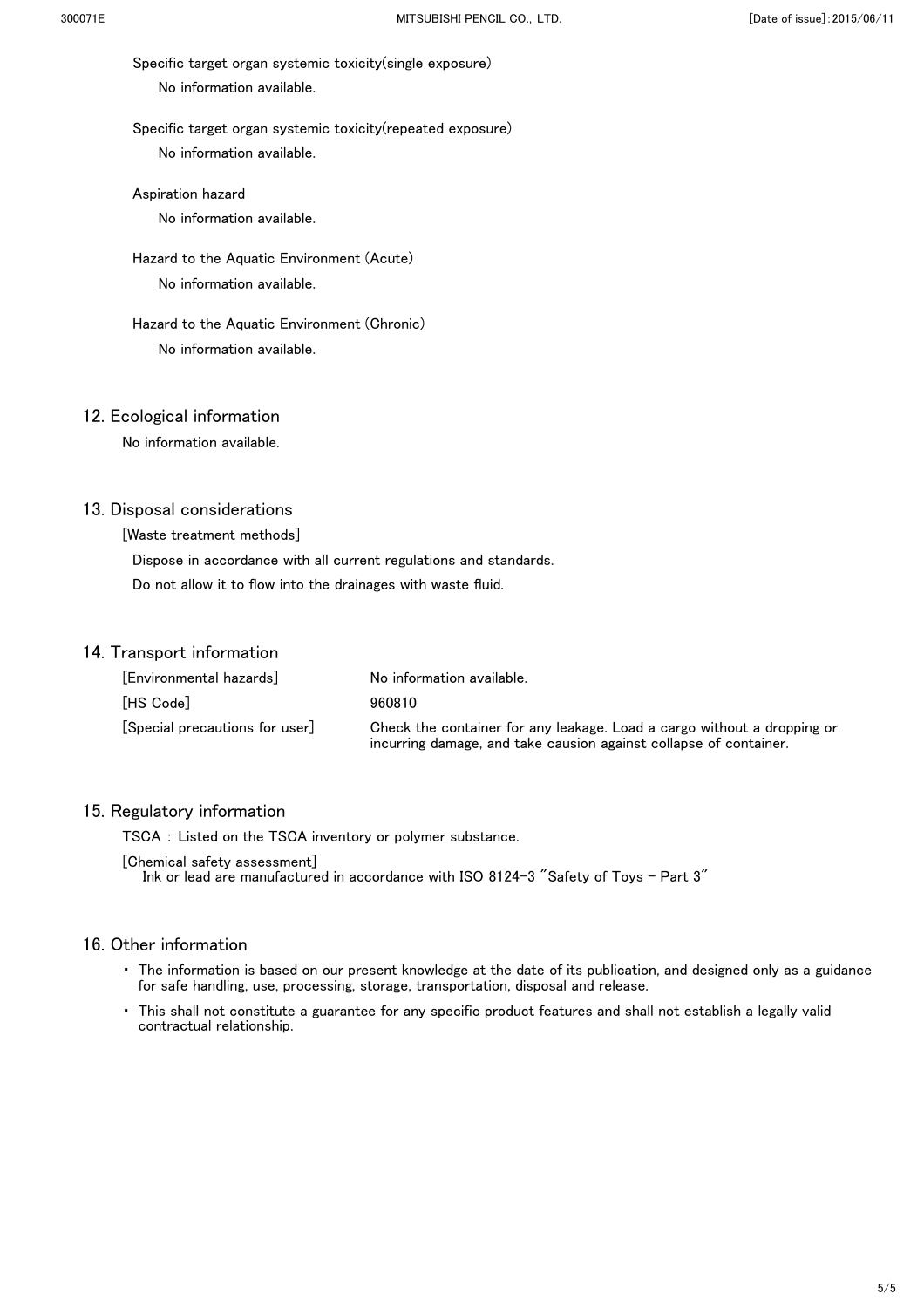Specific target organ systemic toxicity(single exposure)

No information available.

Specific target organ systemic toxicity(repeated exposure)

No information available.

Aspiration hazard

No information available.

Hazard to the Aquatic Environment (Acute)

No information available.

Hazard to the Aquatic Environment (Chronic)

No information available.

## 12. Ecological information

No information available.

## 13. Disposal considerations

[Waste treatment methods]

Dispose in accordance with all current regulations and standards.

Do not allow it to flow into the drainages with waste fluid.

## 14. Transport information

| | |
|---|---|
| [Environmental hazards] | No information available. |
| [HS Code] | 960810 |
| [Special precautions for user] | Check the container for any leakage. Load a cargo without a dropping or incurring damage, and take causion against collapse of container. |

## 15. Regulatory information

TSCA : Listed on the TSCA inventory or polymer substance.

[Chemical safety assessment]
Ink or lead are manufactured in accordance with ISO 8124-3 "Safety of Toys - Part 3"

## 16. Other information

- The information is based on our present knowledge at the date of its publication, and designed only as a guidance for safe handling, use, processing, storage, transportation, disposal and release.
- This shall not constitute a guarantee for any specific product features and shall not establish a legally valid contractual relationship.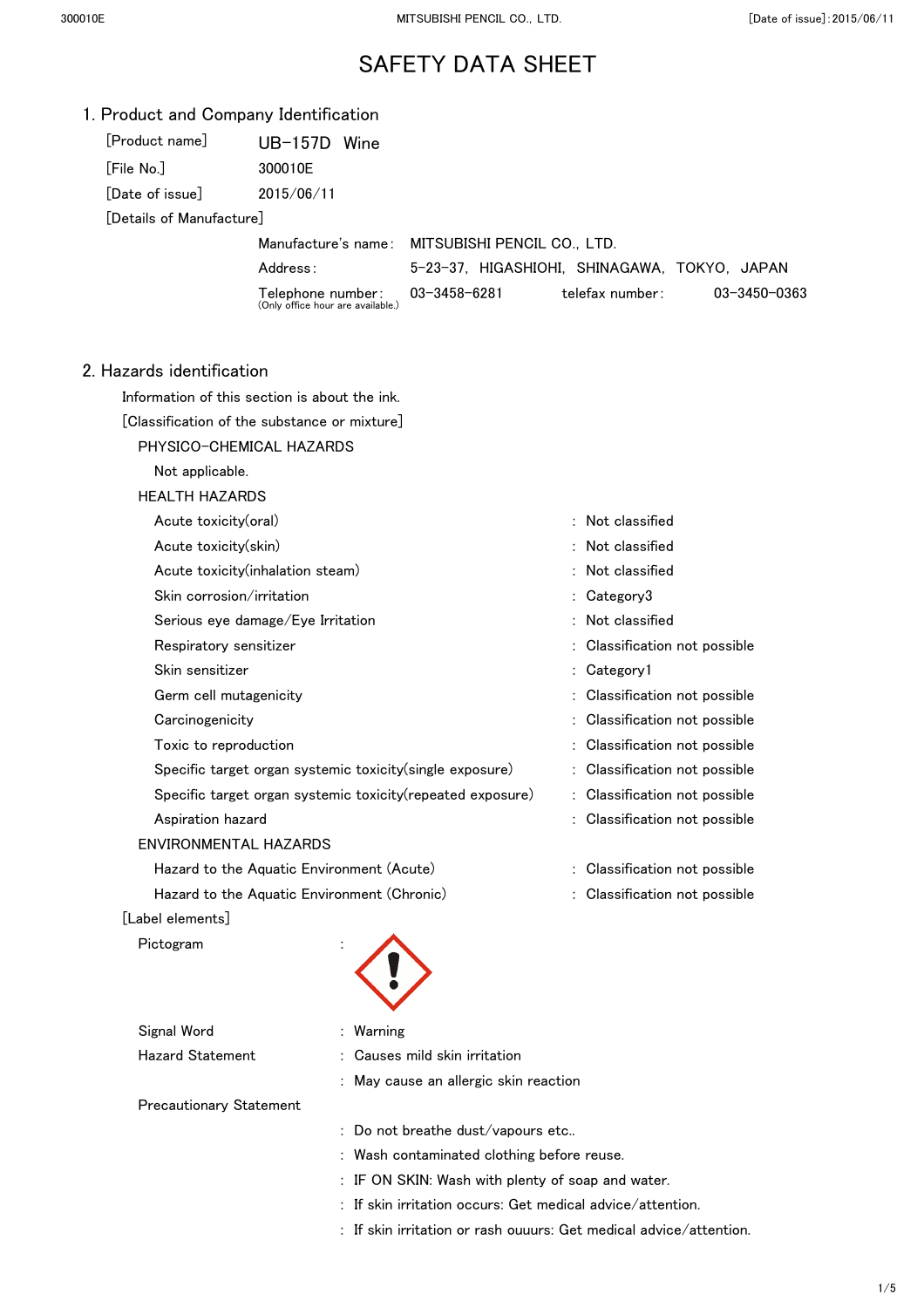# SAFETY DATA SHEET

## 1. Product and Company Identification

| | |
|---|---|
| [Product name] | UB-157D Wine |
| [File No.] | 300010E |
| [Date of issue] | 2015/06/11 |
| [Details of Manufacture] | |

| | | | |
|---|---|---|---|
| Manufacture's name : | MITSUBISHI PENCIL CO., LTD. | | |
| Address : | 5-23-37, HIGASHIOHI, SHINAGAWA, TOKYO, JAPAN | | |
| Telephone number : (Only office hour are available.) | 03-3458-6281 | telefax number : | 03-3450-0363 |

## 2. Hazards identification

Information of this section is about the ink.

[Classification of the substance or mixture]

PHYSICO-CHEMICAL HAZARDS

Not applicable.

HEALTH HAZARDS

| | |
|---|---|
| Acute toxicity(oral) | : Not classified |
| Acute toxicity(skin) | : Not classified |
| Acute toxicity(inhalation steam) | : Not classified |
| Skin corrosion/irritation | : Category3 |
| Serious eye damage/Eye Irritation | : Not classified |
| Respiratory sensitizer | : Classification not possible |
| Skin sensitizer | : Category1 |
| Germ cell mutagenicity | : Classification not possible |
| Carcinogenicity | : Classification not possible |
| Toxic to reproduction | : Classification not possible |
| Specific target organ systemic toxicity(single exposure) | : Classification not possible |
| Specific target organ systemic toxicity(repeated exposure) | : Classification not possible |
| Aspiration hazard | : Classification not possible |

ENVIRONMENTAL HAZARDS

| | |
|---|---|
| Hazard to the Aquatic Environment (Acute) | : Classification not possible |
| Hazard to the Aquatic Environment (Chronic) | : Classification not possible |

[Label elements]

Pictogram :

Signal Word : Warning

Hazard Statement : Causes mild skin irritation

: May cause an allergic skin reaction

Precautionary Statement

: Do not breathe dust/vapours etc..

: Wash contaminated clothing before reuse.

: IF ON SKIN: Wash with plenty of soap and water.

: If skin irritation occurs: Get medical advice/attention.

: If skin irritation or rash ouuuurs: Get medical advice/attention.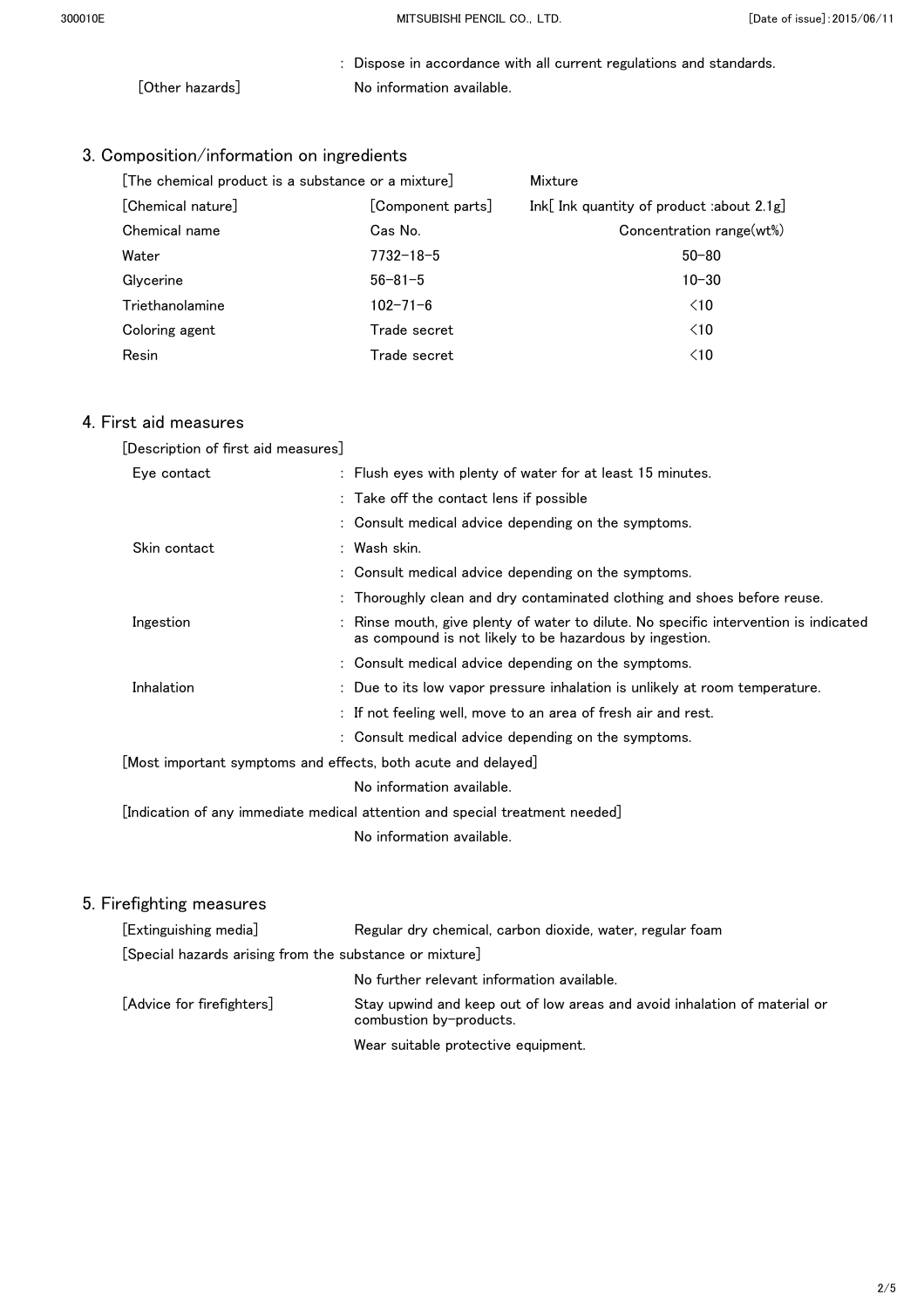: Dispose in accordance with all current regulations and standards.

[Other hazards] No information available.

## 3. Composition/information on ingredients

[The chemical product is a substance or a mixture] Mixture

| [Chemical nature] | [Component parts] | Ink[ Ink quantity of product :about 2.1g] |
|---|---|---|
| Chemical name | Cas No. | Concentration range(wt%) |
| Water | 7732-18-5 | 50-80 |
| Glycerine | 56-81-5 | 10-30 |
| Triethanolamine | 102-71-6 | <10 |
| Coloring agent | Trade secret | <10 |
| Resin | Trade secret | <10 |

## 4. First aid measures

[Description of first aid measures]

Eye contact
: Flush eyes with plenty of water for at least 15 minutes.
: Take off the contact lens if possible
: Consult medical advice depending on the symptoms.

Skin contact
: Wash skin.
: Consult medical advice depending on the symptoms.
: Thoroughly clean and dry contaminated clothing and shoes before reuse.

Ingestion
: Rinse mouth, give plenty of water to dilute. No specific intervention is indicated as compound is not likely to be hazardous by ingestion.
: Consult medical advice depending on the symptoms.

Inhalation
: Due to its low vapor pressure inhalation is unlikely at room temperature.
: If not feeling well, move to an area of fresh air and rest.
: Consult medical advice depending on the symptoms.

[Most important symptoms and effects, both acute and delayed]

No information available.

[Indication of any immediate medical attention and special treatment needed]

No information available.

## 5. Firefighting measures

[Extinguishing media] Regular dry chemical, carbon dioxide, water, regular foam

[Special hazards arising from the substance or mixture]

No further relevant information available.

[Advice for firefighters] Stay upwind and keep out of low areas and avoid inhalation of material or combustion by-products.

Wear suitable protective equipment.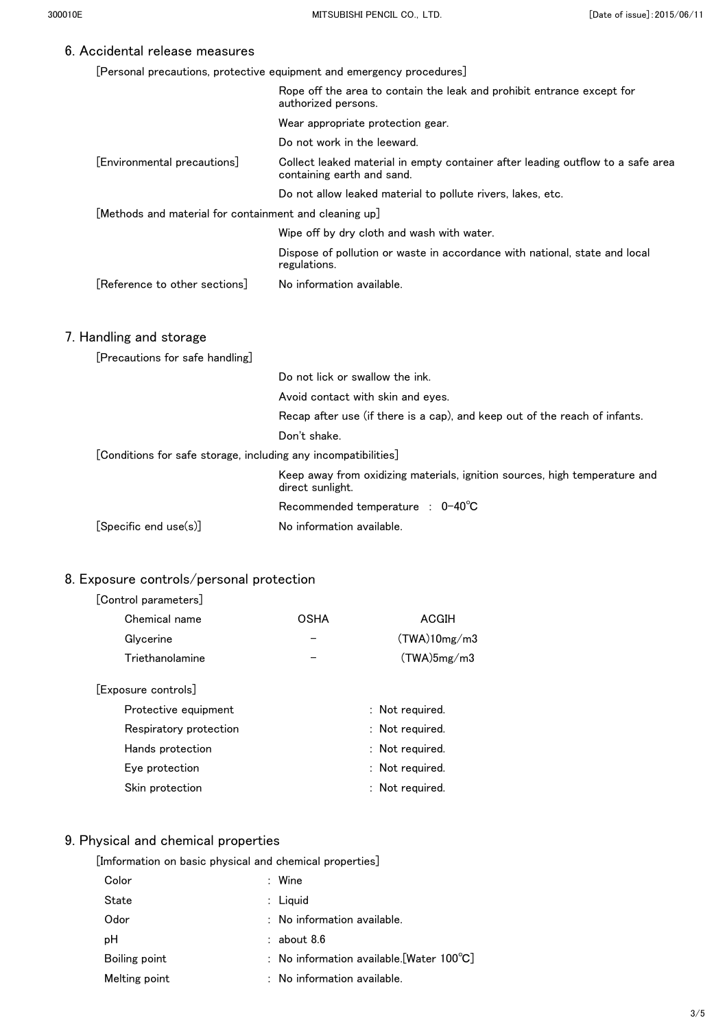## 6. Accidental release measures

[Personal precautions, protective equipment and emergency procedures]

Rope off the area to contain the leak and prohibit entrance except for authorized persons.

Wear appropriate protection gear.

Do not work in the leeward.

[Environmental precautions] Collect leaked material in empty container after leading outflow to a safe area containing earth and sand.

Do not allow leaked material to pollute rivers, lakes, etc.

[Methods and material for containment and cleaning up]

Wipe off by dry cloth and wash with water.

Dispose of pollution or waste in accordance with national, state and local regulations.

[Reference to other sections] No information available.

## 7. Handling and storage

[Precautions for safe handling]

Do not lick or swallow the ink.

Avoid contact with skin and eyes.

Recap after use (if there is a cap), and keep out of the reach of infants.

Don't shake.

[Conditions for safe storage, including any incompatibilities]

Keep away from oxidizing materials, ignition sources, high temperature and direct sunlight.

Recommended temperature : 0-40℃

[Specific end use(s)] No information available.

## 8. Exposure controls/personal protection

[Control parameters]

| Chemical name | OSHA | ACGIH |
|---|---|---|
| Glycerine | – | (TWA)10mg/m3 |
| Triethanolamine | – | (TWA)5mg/m3 |

[Exposure controls]

Protective equipment : Not required.

Respiratory protection : Not required.

Hands protection : Not required.

Eye protection : Not required.

Skin protection : Not required.

## 9. Physical and chemical properties

[Imformation on basic physical and chemical properties]

Color : Wine

State : Liquid

Odor : No information available.

pH : about 8.6

Boiling point : No information available.[Water 100℃]

Melting point : No information available.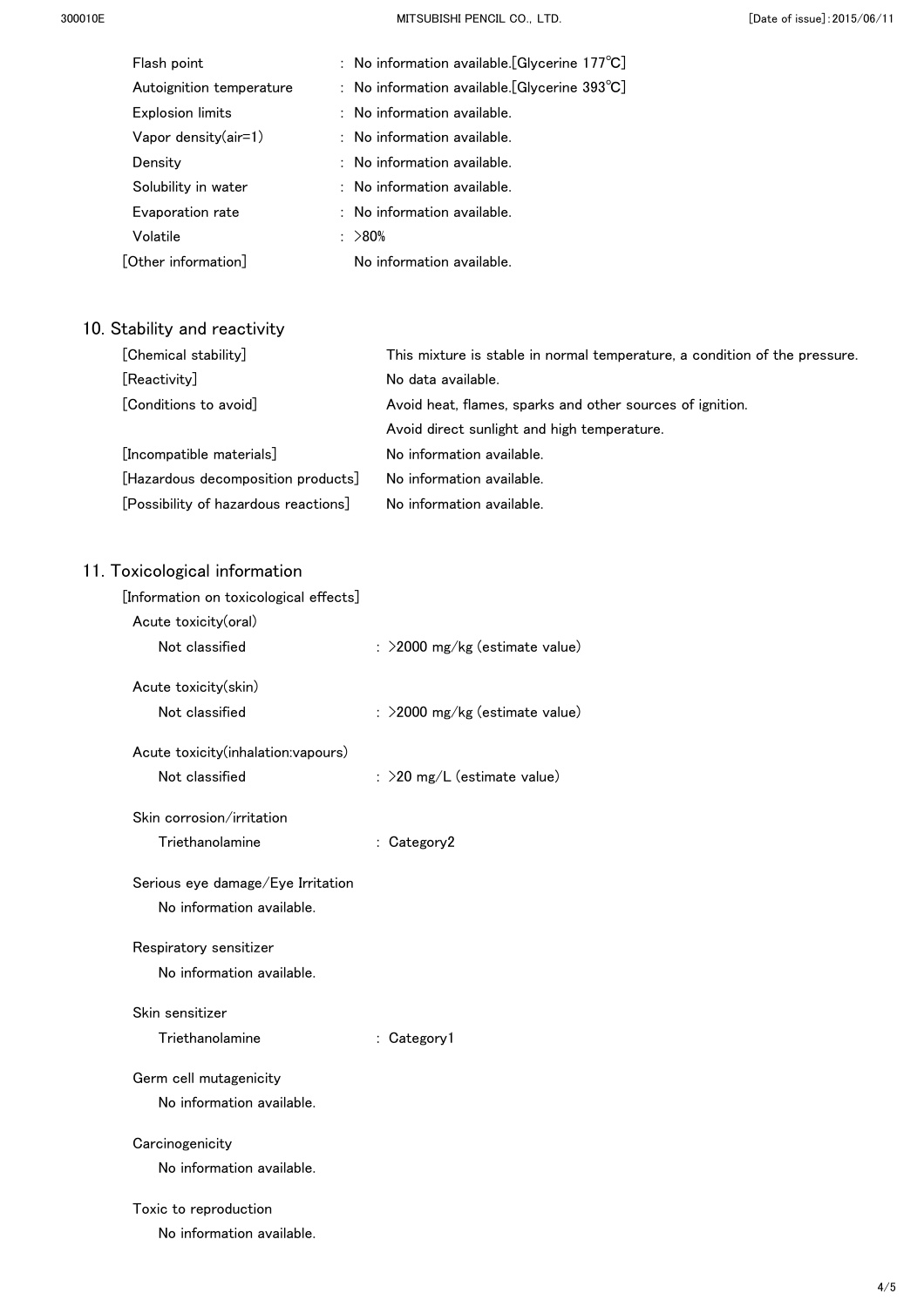| | |
|---|---|
| Flash point | : No information available.[Glycerine 177℃] |
| Autoignition temperature | : No information available.[Glycerine 393℃] |
| Explosion limits | : No information available. |
| Vapor density(air=1) | : No information available. |
| Density | : No information available. |
| Solubility in water | : No information available. |
| Evaporation rate | : No information available. |
| Volatile | : >80% |
| [Other information] | No information available. |

## 10. Stability and reactivity

| | |
|---|---|
| [Chemical stability] | This mixture is stable in normal temperature, a condition of the pressure. |
| [Reactivity] | No data available. |
| [Conditions to avoid] | Avoid heat, flames, sparks and other sources of ignition.<br>Avoid direct sunlight and high temperature. |
| [Incompatible materials] | No information available. |
| [Hazardous decomposition products] | No information available. |
| [Possibility of hazardous reactions] | No information available. |

## 11. Toxicological information

[Information on toxicological effects]

Acute toxicity(oral)

Not classified : >2000 mg/kg (estimate value)

Acute toxicity(skin)

Not classified : >2000 mg/kg (estimate value)

Acute toxicity(inhalation:vapours)

Not classified : >20 mg/L (estimate value)

Skin corrosion/irritation

Triethanolamine : Category2

Serious eye damage/Eye Irritation

No information available.

Respiratory sensitizer

No information available.

Skin sensitizer

Triethanolamine : Category1

Germ cell mutagenicity

No information available.

Carcinogenicity

No information available.

Toxic to reproduction

No information available.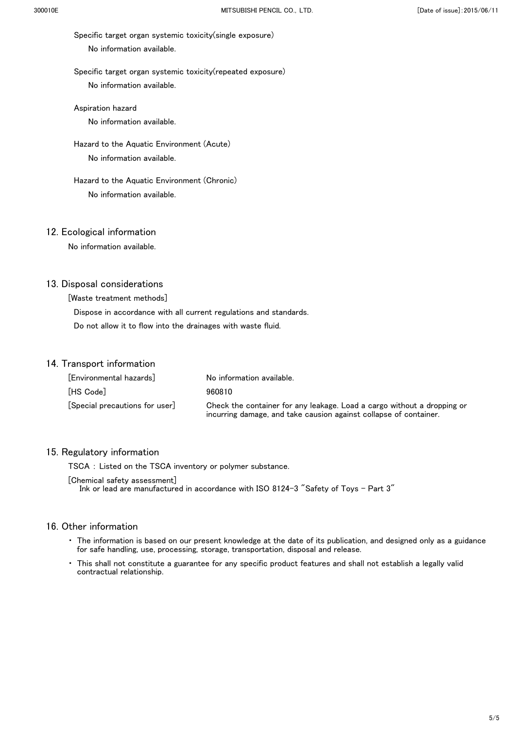Specific target organ systemic toxicity(single exposure)

No information available.

Specific target organ systemic toxicity(repeated exposure)

No information available.

Aspiration hazard

No information available.

Hazard to the Aquatic Environment (Acute)

No information available.

Hazard to the Aquatic Environment (Chronic)

No information available.

## 12. Ecological information

No information available.

## 13. Disposal considerations

[Waste treatment methods]

Dispose in accordance with all current regulations and standards.

Do not allow it to flow into the drainages with waste fluid.

## 14. Transport information

| | |
|---|---|
| [Environmental hazards] | No information available. |
| [HS Code] | 960810 |
| [Special precautions for user] | Check the container for any leakage. Load a cargo without a dropping or incurring damage, and take causion against collapse of container. |

## 15. Regulatory information

TSCA : Listed on the TSCA inventory or polymer substance.

[Chemical safety assessment]
Ink or lead are manufactured in accordance with ISO 8124-3 "Safety of Toys - Part 3"

## 16. Other information

- The information is based on our present knowledge at the date of its publication, and designed only as a guidance for safe handling, use, processing, storage, transportation, disposal and release.
- This shall not constitute a guarantee for any specific product features and shall not establish a legally valid contractual relationship.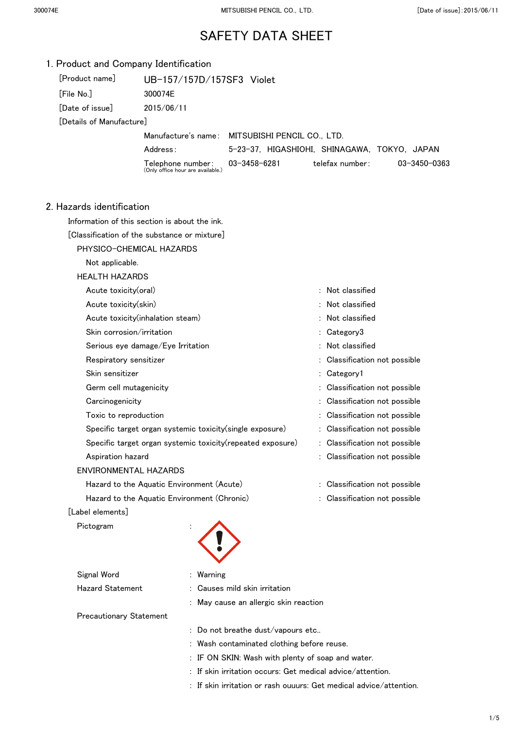# SAFETY DATA SHEET

## 1. Product and Company Identification

[Product name] UB-157/157D/157SF3 Violet

[File No.] 300074E

[Date of issue] 2015/06/11

[Details of Manufacture]

Manufacture's name: MITSUBISHI PENCIL CO., LTD.

Address: 5-23-37, HIGASHIOHI, SHINAGAWA, TOKYO, JAPAN

Telephone number: 03-3458-6281 (Only office hour are available.) telefax number: 03-3450-0363

## 2. Hazards identification

Information of this section is about the ink.

[Classification of the substance or mixture]

PHYSICO-CHEMICAL HAZARDS

Not applicable.

HEALTH HAZARDS

| | |
|---|---|
| Acute toxicity(oral) | : Not classified |
| Acute toxicity(skin) | : Not classified |
| Acute toxicity(inhalation steam) | : Not classified |
| Skin corrosion/irritation | : Category3 |
| Serious eye damage/Eye Irritation | : Not classified |
| Respiratory sensitizer | : Classification not possible |
| Skin sensitizer | : Category1 |
| Germ cell mutagenicity | : Classification not possible |
| Carcinogenicity | : Classification not possible |
| Toxic to reproduction | : Classification not possible |
| Specific target organ systemic toxicity(single exposure) | : Classification not possible |
| Specific target organ systemic toxicity(repeated exposure) | : Classification not possible |
| Aspiration hazard | : Classification not possible |

ENVIRONMENTAL HAZARDS

| | |
|---|---|
| Hazard to the Aquatic Environment (Acute) | : Classification not possible |
| Hazard to the Aquatic Environment (Chronic) | : Classification not possible |

[Label elements]

Pictogram :

Signal Word : Warning

Hazard Statement : Causes mild skin irritation

: May cause an allergic skin reaction

Precautionary Statement

: Do not breathe dust/vapours etc..

: Wash contaminated clothing before reuse.

: IF ON SKIN: Wash with plenty of soap and water.

: If skin irritation occurs: Get medical advice/attention.

: If skin irritation or rash ouuurs: Get medical advice/attention.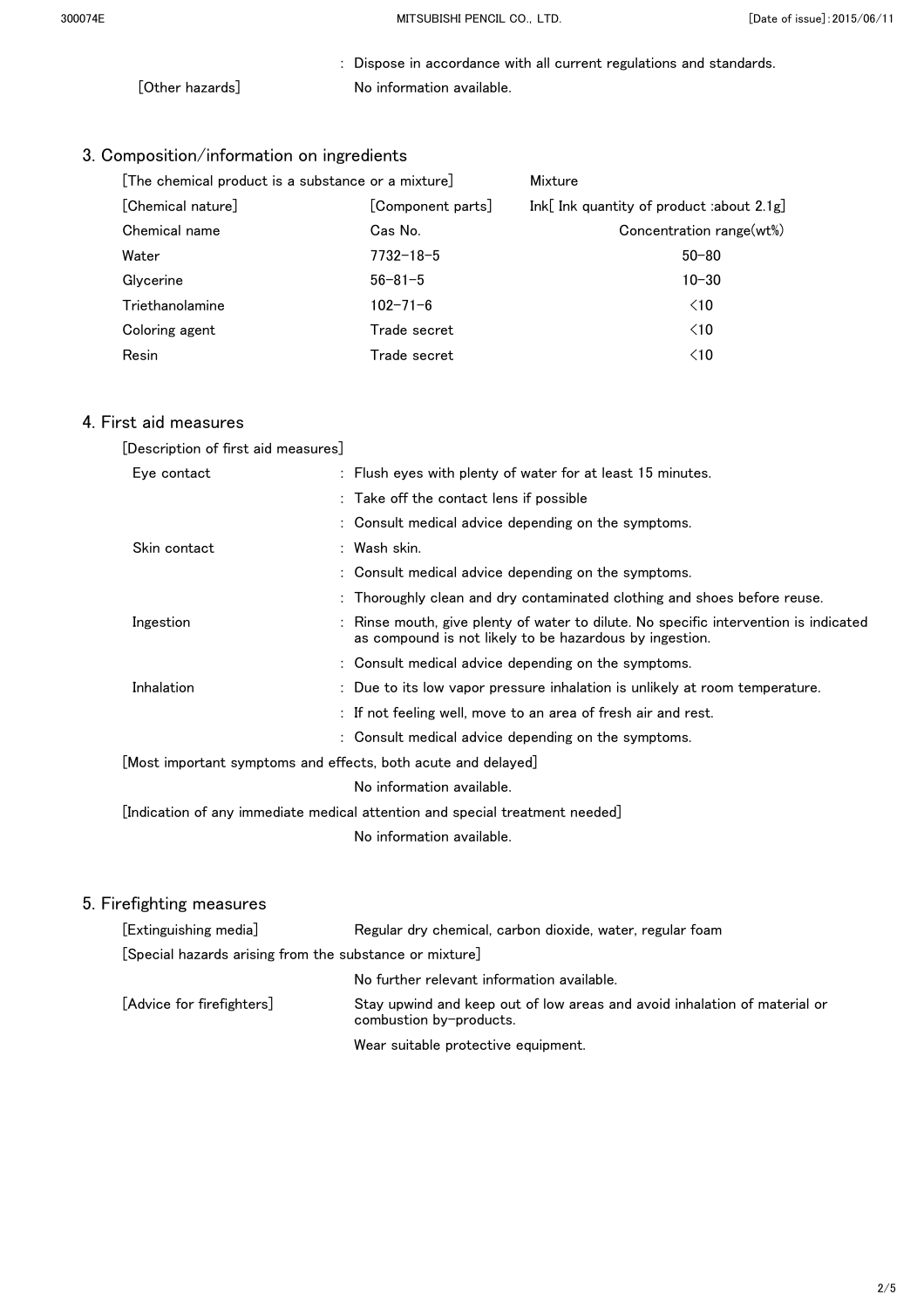: Dispose in accordance with all current regulations and standards.

[Other hazards] No information available.

## 3. Composition/information on ingredients

| [The chemical product is a substance or a mixture] | | Mixture |
|---|---|---|
| [Chemical nature] | [Component parts] | Ink[ Ink quantity of product :about 2.1g] |
| Chemical name | Cas No. | Concentration range(wt%) |
| Water | 7732-18-5 | 50-80 |
| Glycerine | 56-81-5 | 10-30 |
| Triethanolamine | 102-71-6 | <10 |
| Coloring agent | Trade secret | <10 |
| Resin | Trade secret | <10 |

## 4. First aid measures

[Description of first aid measures]

Eye contact
: Flush eyes with plenty of water for at least 15 minutes.
: Take off the contact lens if possible
: Consult medical advice depending on the symptoms.

Skin contact
: Wash skin.
: Consult medical advice depending on the symptoms.
: Thoroughly clean and dry contaminated clothing and shoes before reuse.

Ingestion
: Rinse mouth, give plenty of water to dilute. No specific intervention is indicated as compound is not likely to be hazardous by ingestion.
: Consult medical advice depending on the symptoms.

Inhalation
: Due to its low vapor pressure inhalation is unlikely at room temperature.
: If not feeling well, move to an area of fresh air and rest.
: Consult medical advice depending on the symptoms.

[Most important symptoms and effects, both acute and delayed]

No information available.

[Indication of any immediate medical attention and special treatment needed]

No information available.

## 5. Firefighting measures

[Extinguishing media] Regular dry chemical, carbon dioxide, water, regular foam

[Special hazards arising from the substance or mixture]

No further relevant information available.

[Advice for firefighters] Stay upwind and keep out of low areas and avoid inhalation of material or combustion by-products.

Wear suitable protective equipment.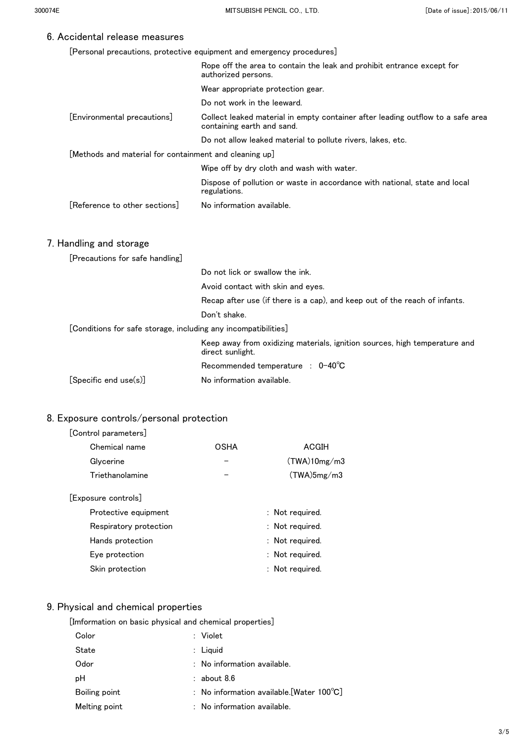## 6. Accidental release measures

[Personal precautions, protective equipment and emergency procedures]

Rope off the area to contain the leak and prohibit entrance except for authorized persons.

Wear appropriate protection gear.

Do not work in the leeward.

[Environmental precautions] Collect leaked material in empty container after leading outflow to a safe area containing earth and sand.

Do not allow leaked material to pollute rivers, lakes, etc.

[Methods and material for containment and cleaning up]

Wipe off by dry cloth and wash with water.

Dispose of pollution or waste in accordance with national, state and local regulations.

[Reference to other sections] No information available.

## 7. Handling and storage

[Precautions for safe handling]

Do not lick or swallow the ink.

Avoid contact with skin and eyes.

Recap after use (if there is a cap), and keep out of the reach of infants.

Don't shake.

[Conditions for safe storage, including any incompatibilities]

Keep away from oxidizing materials, ignition sources, high temperature and direct sunlight.

Recommended temperature : 0-40℃

[Specific end use(s)] No information available.

## 8. Exposure controls/personal protection

[Control parameters]

| Chemical name | OSHA | ACGIH |
|---|---|---|
| Glycerine | - | (TWA)10mg/m3 |
| Triethanolamine | - | (TWA)5mg/m3 |

[Exposure controls]

- Protective equipment : Not required.
- Respiratory protection : Not required.
- Hands protection : Not required.
- Eye protection : Not required.
- Skin protection : Not required.

## 9. Physical and chemical properties

[Imformation on basic physical and chemical properties]

- Color : Violet
- State : Liquid
- Odor : No information available.
- pH : about 8.6
- Boiling point : No information available.[Water 100℃]
- Melting point : No information available.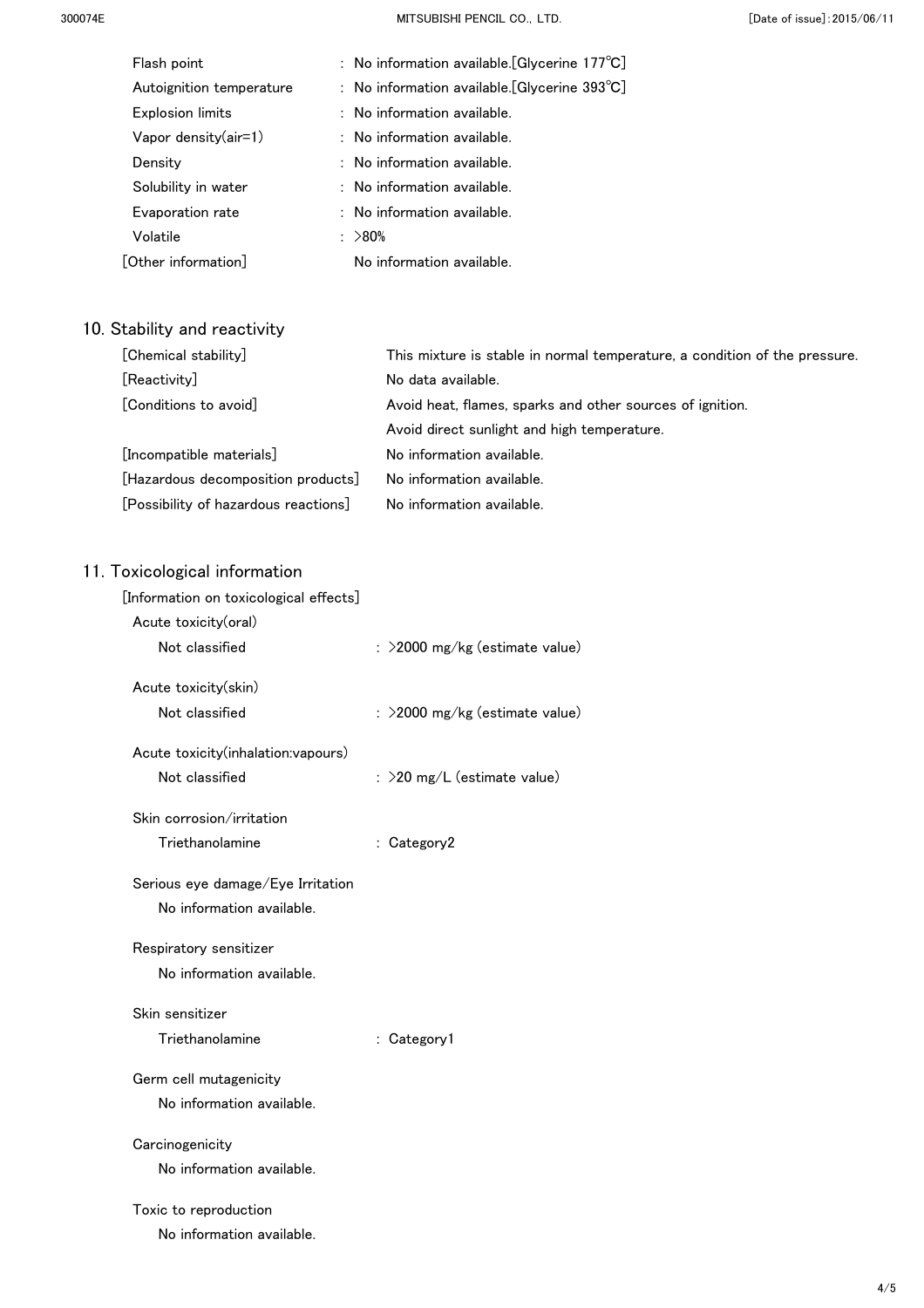Flash point : No information available.[Glycerine 177℃]

Autoignition temperature : No information available.[Glycerine 393℃]

Explosion limits : No information available.

Vapor density(air=1) : No information available.

Density : No information available.

Solubility in water : No information available.

Evaporation rate : No information available.

Volatile : >80%

[Other information] No information available.

## 10. Stability and reactivity

[Chemical stability] This mixture is stable in normal temperature, a condition of the pressure.

[Reactivity] No data available.

[Conditions to avoid] Avoid heat, flames, sparks and other sources of ignition.
Avoid direct sunlight and high temperature.

[Incompatible materials] No information available.

[Hazardous decomposition products] No information available.

[Possibility of hazardous reactions] No information available.

## 11. Toxicological information

[Information on toxicological effects]

Acute toxicity(oral)

Not classified : >2000 mg/kg (estimate value)

Acute toxicity(skin)

Not classified : >2000 mg/kg (estimate value)

Acute toxicity(inhalation:vapours)

Not classified : >20 mg/L (estimate value)

Skin corrosion/irritation

Triethanolamine : Category2

Serious eye damage/Eye Irritation

No information available.

Respiratory sensitizer

No information available.

Skin sensitizer

Triethanolamine : Category1

Germ cell mutagenicity

No information available.

Carcinogenicity

No information available.

Toxic to reproduction

No information available.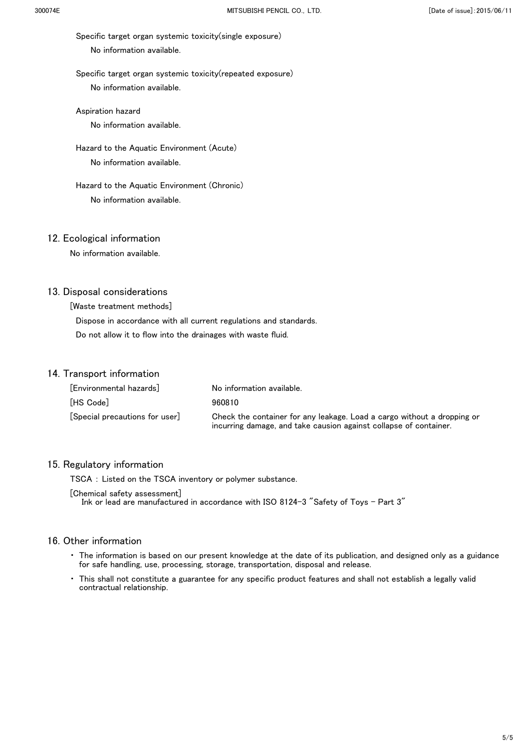Specific target organ systemic toxicity(single exposure)

No information available.

Specific target organ systemic toxicity(repeated exposure)

No information available.

Aspiration hazard

No information available.

Hazard to the Aquatic Environment (Acute)

No information available.

Hazard to the Aquatic Environment (Chronic)

No information available.

## 12. Ecological information

No information available.

## 13. Disposal considerations

[Waste treatment methods]

Dispose in accordance with all current regulations and standards.

Do not allow it to flow into the drainages with waste fluid.

## 14. Transport information

| | |
|---|---|
| [Environmental hazards] | No information available. |
| [HS Code] | 960810 |
| [Special precautions for user] | Check the container for any leakage. Load a cargo without a dropping or incurring damage, and take causion against collapse of container. |

## 15. Regulatory information

TSCA : Listed on the TSCA inventory or polymer substance.

[Chemical safety assessment]
Ink or lead are manufactured in accordance with ISO 8124-3 "Safety of Toys - Part 3"

## 16. Other information

- The information is based on our present knowledge at the date of its publication, and designed only as a guidance for safe handling, use, processing, storage, transportation, disposal and release.
- This shall not constitute a guarantee for any specific product features and shall not establish a legally valid contractual relationship.